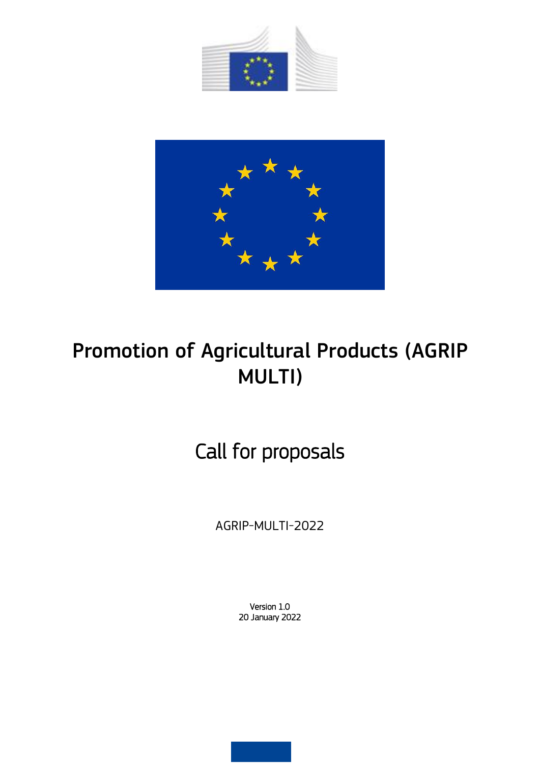# Promotion of Agricultural Products (AGRIP MULTI)

## Call for proposals

AGRIP-MULTI-2022

Version 1.0
20 January 2022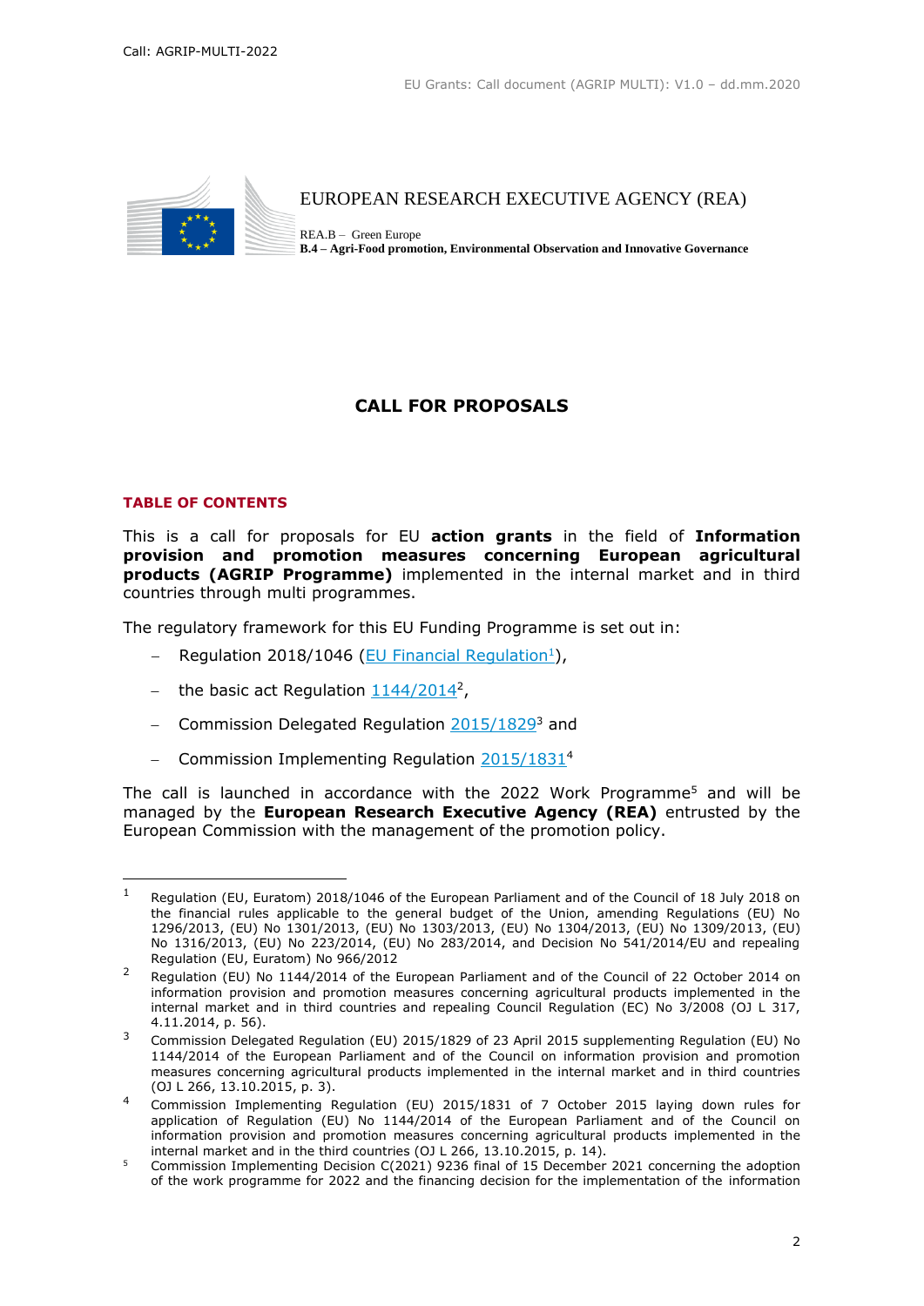EUROPEAN RESEARCH EXECUTIVE AGENCY (REA)

REA.B – Green Europe
**B.4 – Agri-Food promotion, Environmental Observation and Innovative Governance**

# CALL FOR PROPOSALS

## TABLE OF CONTENTS

This is a call for proposals for EU **action grants** in the field of **Information provision and promotion measures concerning European agricultural products (AGRIP Programme)** implemented in the internal market and in third countries through multi programmes.

The regulatory framework for this EU Funding Programme is set out in:

- Regulation 2018/1046 (EU Financial Regulation[1]),
- the basic act Regulation 1144/2014[2],
- Commission Delegated Regulation 2015/1829[3] and
- Commission Implementing Regulation 2015/1831[4]

The call is launched in accordance with the 2022 Work Programme[5] and will be managed by the **European Research Executive Agency (REA)** entrusted by the European Commission with the management of the promotion policy.

---

[1] Regulation (EU, Euratom) 2018/1046 of the European Parliament and of the Council of 18 July 2018 on the financial rules applicable to the general budget of the Union, amending Regulations (EU) No 1296/2013, (EU) No 1301/2013, (EU) No 1303/2013, (EU) No 1304/2013, (EU) No 1309/2013, (EU) No 1316/2013, (EU) No 223/2014, (EU) No 283/2014, and Decision No 541/2014/EU and repealing Regulation (EU, Euratom) No 966/2012

[2] Regulation (EU) No 1144/2014 of the European Parliament and of the Council of 22 October 2014 on information provision and promotion measures concerning agricultural products implemented in the internal market and in third countries and repealing Council Regulation (EC) No 3/2008 (OJ L 317, 4.11.2014, p. 56).

[3] Commission Delegated Regulation (EU) 2015/1829 of 23 April 2015 supplementing Regulation (EU) No 1144/2014 of the European Parliament and of the Council on information provision and promotion measures concerning agricultural products implemented in the internal market and in third countries (OJ L 266, 13.10.2015, p. 3).

[4] Commission Implementing Regulation (EU) 2015/1831 of 7 October 2015 laying down rules for application of Regulation (EU) No 1144/2014 of the European Parliament and of the Council on information provision and promotion measures concerning agricultural products implemented in the internal market and in the third countries (OJ L 266, 13.10.2015, p. 14).

[5] Commission Implementing Decision C(2021) 9236 final of 15 December 2021 concerning the adoption of the work programme for 2022 and the financing decision for the implementation of the information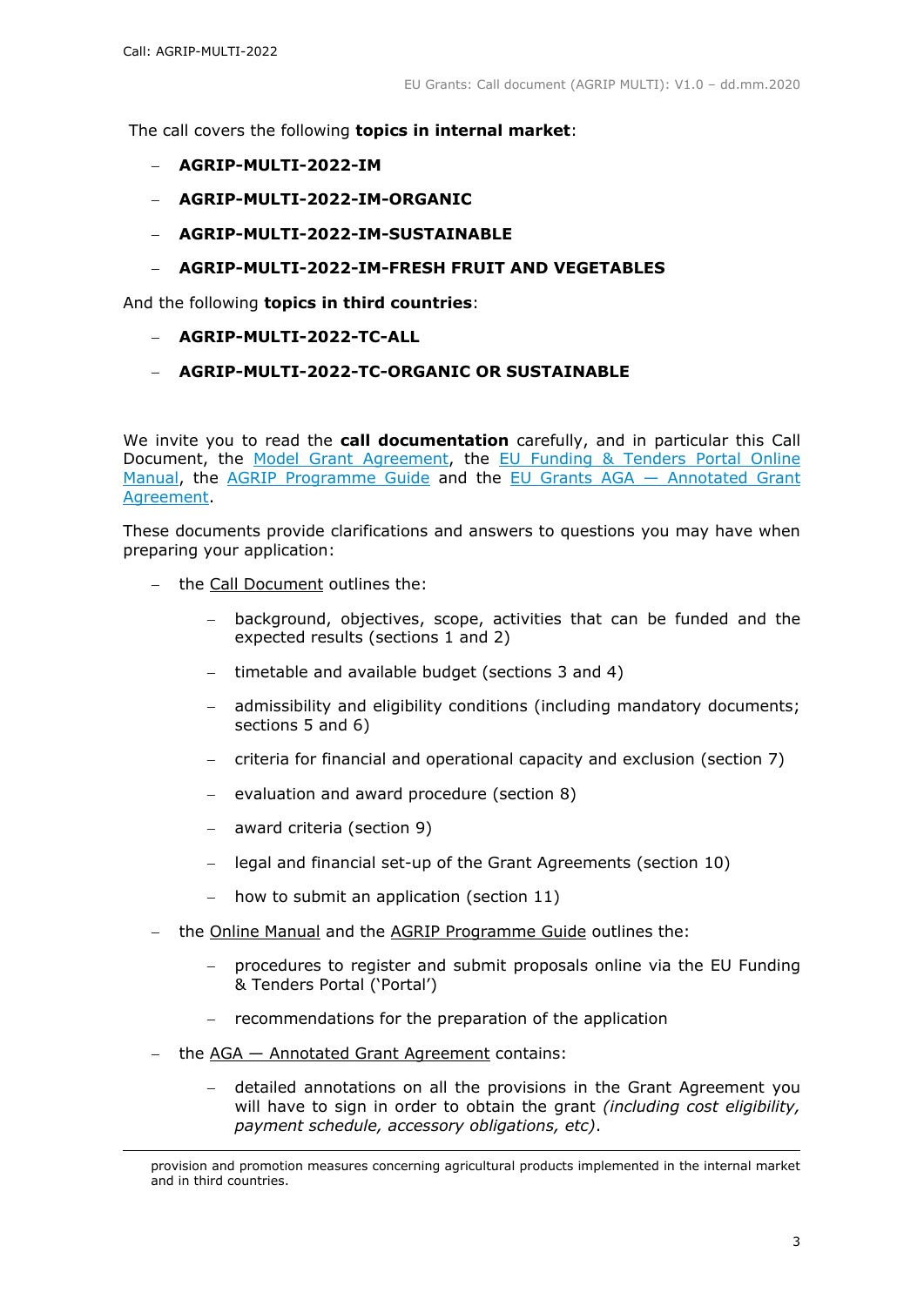The call covers the following **topics in internal market**:

- **AGRIP-MULTI-2022-IM**
- **AGRIP-MULTI-2022-IM-ORGANIC**
- **AGRIP-MULTI-2022-IM-SUSTAINABLE**
- **AGRIP-MULTI-2022-IM-FRESH FRUIT AND VEGETABLES**

And the following **topics in third countries**:

- **AGRIP-MULTI-2022-TC-ALL**
- **AGRIP-MULTI-2022-TC-ORGANIC OR SUSTAINABLE**

We invite you to read the **call documentation** carefully, and in particular this Call Document, the Model Grant Agreement, the EU Funding & Tenders Portal Online Manual, the AGRIP Programme Guide and the EU Grants AGA — Annotated Grant Agreement.

These documents provide clarifications and answers to questions you may have when preparing your application:

- the Call Document outlines the:
  - background, objectives, scope, activities that can be funded and the expected results (sections 1 and 2)
  - timetable and available budget (sections 3 and 4)
  - admissibility and eligibility conditions (including mandatory documents; sections 5 and 6)
  - criteria for financial and operational capacity and exclusion (section 7)
  - evaluation and award procedure (section 8)
  - award criteria (section 9)
  - legal and financial set-up of the Grant Agreements (section 10)
  - how to submit an application (section 11)
- the Online Manual and the AGRIP Programme Guide outlines the:
  - procedures to register and submit proposals online via the EU Funding & Tenders Portal ('Portal')
  - recommendations for the preparation of the application
- the AGA — Annotated Grant Agreement contains:
  - detailed annotations on all the provisions in the Grant Agreement you will have to sign in order to obtain the grant *(including cost eligibility, payment schedule, accessory obligations, etc)*.

---

provision and promotion measures concerning agricultural products implemented in the internal market and in third countries.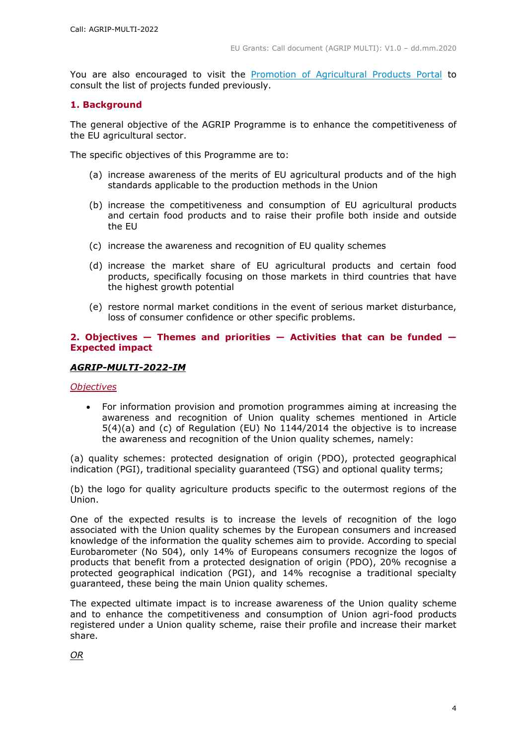You are also encouraged to visit the [Promotion of Agricultural Products Portal]() to consult the list of projects funded previously.

## 1. Background

The general objective of the AGRIP Programme is to enhance the competitiveness of the EU agricultural sector.

The specific objectives of this Programme are to:

(a) increase awareness of the merits of EU agricultural products and of the high standards applicable to the production methods in the Union

(b) increase the competitiveness and consumption of EU agricultural products and certain food products and to raise their profile both inside and outside the EU

(c) increase the awareness and recognition of EU quality schemes

(d) increase the market share of EU agricultural products and certain food products, specifically focusing on those markets in third countries that have the highest growth potential

(e) restore normal market conditions in the event of serious market disturbance, loss of consumer confidence or other specific problems.

## 2. Objectives — Themes and priorities — Activities that can be funded — Expected impact

### *AGRIP-MULTI-2022-IM*

*Objectives*

- For information provision and promotion programmes aiming at increasing the awareness and recognition of Union quality schemes mentioned in Article 5(4)(a) and (c) of Regulation (EU) No 1144/2014 the objective is to increase the awareness and recognition of the Union quality schemes, namely:

(a) quality schemes: protected designation of origin (PDO), protected geographical indication (PGI), traditional speciality guaranteed (TSG) and optional quality terms;

(b) the logo for quality agriculture products specific to the outermost regions of the Union.

One of the expected results is to increase the levels of recognition of the logo associated with the Union quality schemes by the European consumers and increased knowledge of the information the quality schemes aim to provide. According to special Eurobarometer (No 504), only 14% of Europeans consumers recognize the logos of products that benefit from a protected designation of origin (PDO), 20% recognise a protected geographical indication (PGI), and 14% recognise a traditional specialty guaranteed, these being the main Union quality schemes.

The expected ultimate impact is to increase awareness of the Union quality scheme and to enhance the competitiveness and consumption of Union agri-food products registered under a Union quality scheme, raise their profile and increase their market share.

*OR*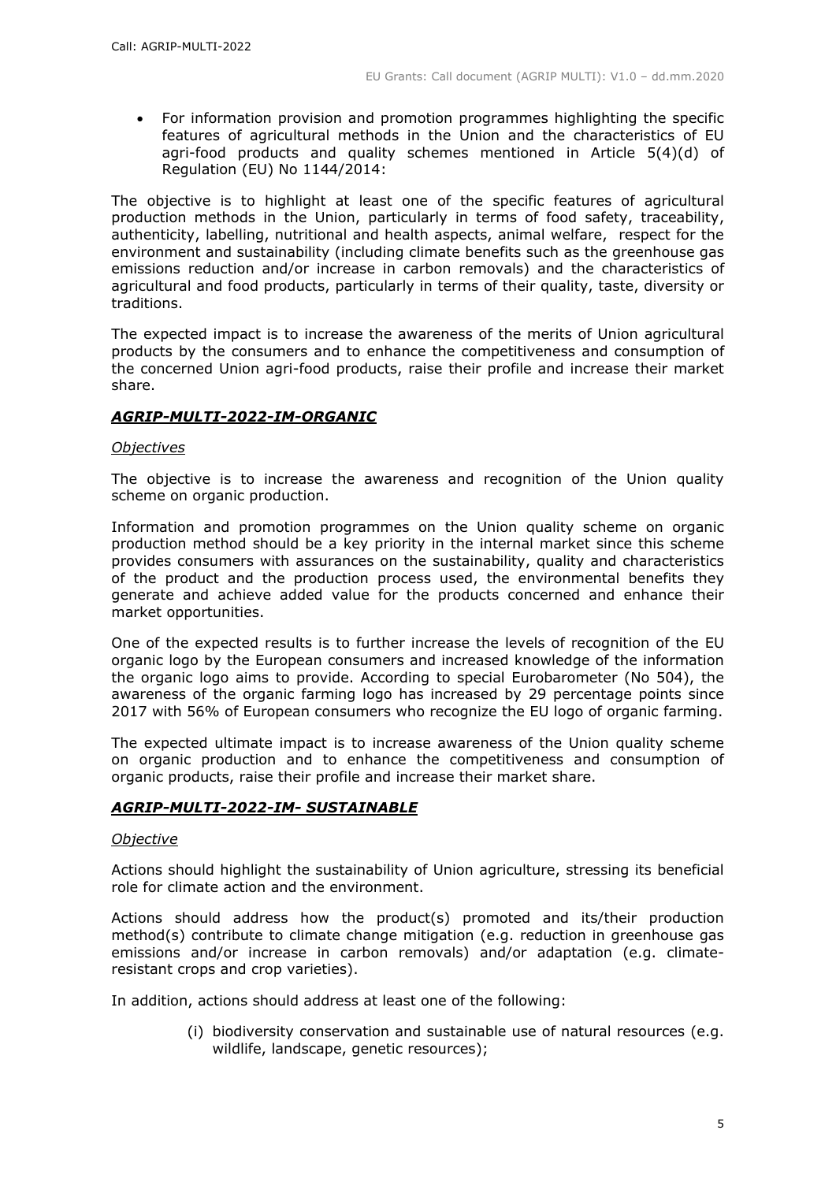- For information provision and promotion programmes highlighting the specific features of agricultural methods in the Union and the characteristics of EU agri-food products and quality schemes mentioned in Article 5(4)(d) of Regulation (EU) No 1144/2014:

The objective is to highlight at least one of the specific features of agricultural production methods in the Union, particularly in terms of food safety, traceability, authenticity, labelling, nutritional and health aspects, animal welfare, respect for the environment and sustainability (including climate benefits such as the greenhouse gas emissions reduction and/or increase in carbon removals) and the characteristics of agricultural and food products, particularly in terms of their quality, taste, diversity or traditions.

The expected impact is to increase the awareness of the merits of Union agricultural products by the consumers and to enhance the competitiveness and consumption of the concerned Union agri-food products, raise their profile and increase their market share.

### ***AGRIP-MULTI-2022-IM-ORGANIC***

*Objectives*

The objective is to increase the awareness and recognition of the Union quality scheme on organic production.

Information and promotion programmes on the Union quality scheme on organic production method should be a key priority in the internal market since this scheme provides consumers with assurances on the sustainability, quality and characteristics of the product and the production process used, the environmental benefits they generate and achieve added value for the products concerned and enhance their market opportunities.

One of the expected results is to further increase the levels of recognition of the EU organic logo by the European consumers and increased knowledge of the information the organic logo aims to provide. According to special Eurobarometer (No 504), the awareness of the organic farming logo has increased by 29 percentage points since 2017 with 56% of European consumers who recognize the EU logo of organic farming.

The expected ultimate impact is to increase awareness of the Union quality scheme on organic production and to enhance the competitiveness and consumption of organic products, raise their profile and increase their market share.

### ***AGRIP-MULTI-2022-IM- SUSTAINABLE***

*Objective*

Actions should highlight the sustainability of Union agriculture, stressing its beneficial role for climate action and the environment.

Actions should address how the product(s) promoted and its/their production method(s) contribute to climate change mitigation (e.g. reduction in greenhouse gas emissions and/or increase in carbon removals) and/or adaptation (e.g. climate-resistant crops and crop varieties).

In addition, actions should address at least one of the following:

(i) biodiversity conservation and sustainable use of natural resources (e.g. wildlife, landscape, genetic resources);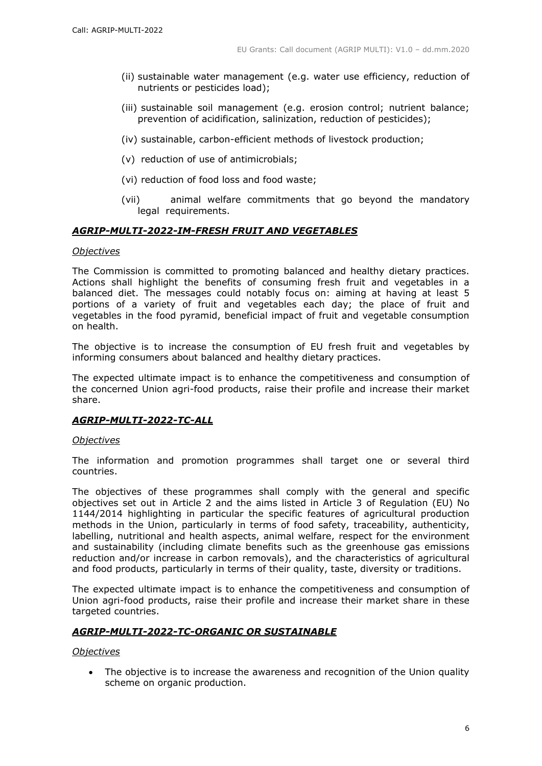(ii) sustainable water management (e.g. water use efficiency, reduction of nutrients or pesticides load);

(iii) sustainable soil management (e.g. erosion control; nutrient balance; prevention of acidification, salinization, reduction of pesticides);

(iv) sustainable, carbon-efficient methods of livestock production;

(v) reduction of use of antimicrobials;

(vi) reduction of food loss and food waste;

(vii) animal welfare commitments that go beyond the mandatory legal requirements.

### ***AGRIP-MULTI-2022-IM-FRESH FRUIT AND VEGETABLES***

*Objectives*

The Commission is committed to promoting balanced and healthy dietary practices. Actions shall highlight the benefits of consuming fresh fruit and vegetables in a balanced diet. The messages could notably focus on: aiming at having at least 5 portions of a variety of fruit and vegetables each day; the place of fruit and vegetables in the food pyramid, beneficial impact of fruit and vegetable consumption on health.

The objective is to increase the consumption of EU fresh fruit and vegetables by informing consumers about balanced and healthy dietary practices.

The expected ultimate impact is to enhance the competitiveness and consumption of the concerned Union agri-food products, raise their profile and increase their market share.

### ***AGRIP-MULTI-2022-TC-ALL***

*Objectives*

The information and promotion programmes shall target one or several third countries.

The objectives of these programmes shall comply with the general and specific objectives set out in Article 2 and the aims listed in Article 3 of Regulation (EU) No 1144/2014 highlighting in particular the specific features of agricultural production methods in the Union, particularly in terms of food safety, traceability, authenticity, labelling, nutritional and health aspects, animal welfare, respect for the environment and sustainability (including climate benefits such as the greenhouse gas emissions reduction and/or increase in carbon removals), and the characteristics of agricultural and food products, particularly in terms of their quality, taste, diversity or traditions.

The expected ultimate impact is to enhance the competitiveness and consumption of Union agri-food products, raise their profile and increase their market share in these targeted countries.

### ***AGRIP-MULTI-2022-TC-ORGANIC OR SUSTAINABLE***

*Objectives*

- The objective is to increase the awareness and recognition of the Union quality scheme on organic production.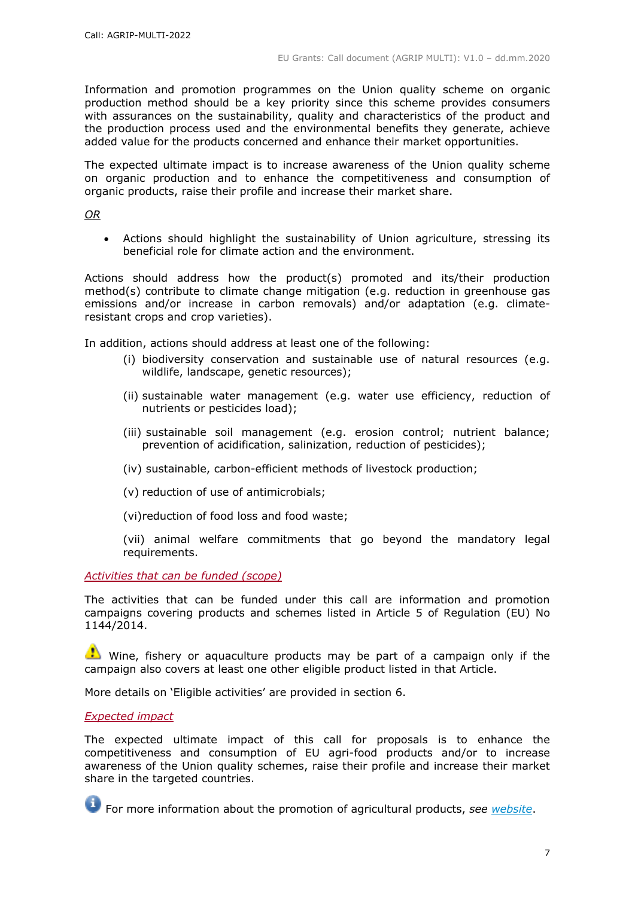Information and promotion programmes on the Union quality scheme on organic production method should be a key priority since this scheme provides consumers with assurances on the sustainability, quality and characteristics of the product and the production process used and the environmental benefits they generate, achieve added value for the products concerned and enhance their market opportunities.

The expected ultimate impact is to increase awareness of the Union quality scheme on organic production and to enhance the competitiveness and consumption of organic products, raise their profile and increase their market share.

*OR*

- Actions should highlight the sustainability of Union agriculture, stressing its beneficial role for climate action and the environment.

Actions should address how the product(s) promoted and its/their production method(s) contribute to climate change mitigation (e.g. reduction in greenhouse gas emissions and/or increase in carbon removals) and/or adaptation (e.g. climate-resistant crops and crop varieties).

In addition, actions should address at least one of the following:

(i) biodiversity conservation and sustainable use of natural resources (e.g. wildlife, landscape, genetic resources);

(ii) sustainable water management (e.g. water use efficiency, reduction of nutrients or pesticides load);

(iii) sustainable soil management (e.g. erosion control; nutrient balance; prevention of acidification, salinization, reduction of pesticides);

(iv) sustainable, carbon-efficient methods of livestock production;

(v) reduction of use of antimicrobials;

(vi) reduction of food loss and food waste;

(vii) animal welfare commitments that go beyond the mandatory legal requirements.

*Activities that can be funded (scope)*

The activities that can be funded under this call are information and promotion campaigns covering products and schemes listed in Article 5 of Regulation (EU) No 1144/2014.

⚠ Wine, fishery or aquaculture products may be part of a campaign only if the campaign also covers at least one other eligible product listed in that Article.

More details on 'Eligible activities' are provided in section 6.

*Expected impact*

The expected ultimate impact of this call for proposals is to enhance the competitiveness and consumption of EU agri-food products and/or to increase awareness of the Union quality schemes, raise their profile and increase their market share in the targeted countries.

ℹ For more information about the promotion of agricultural products, *see* [website].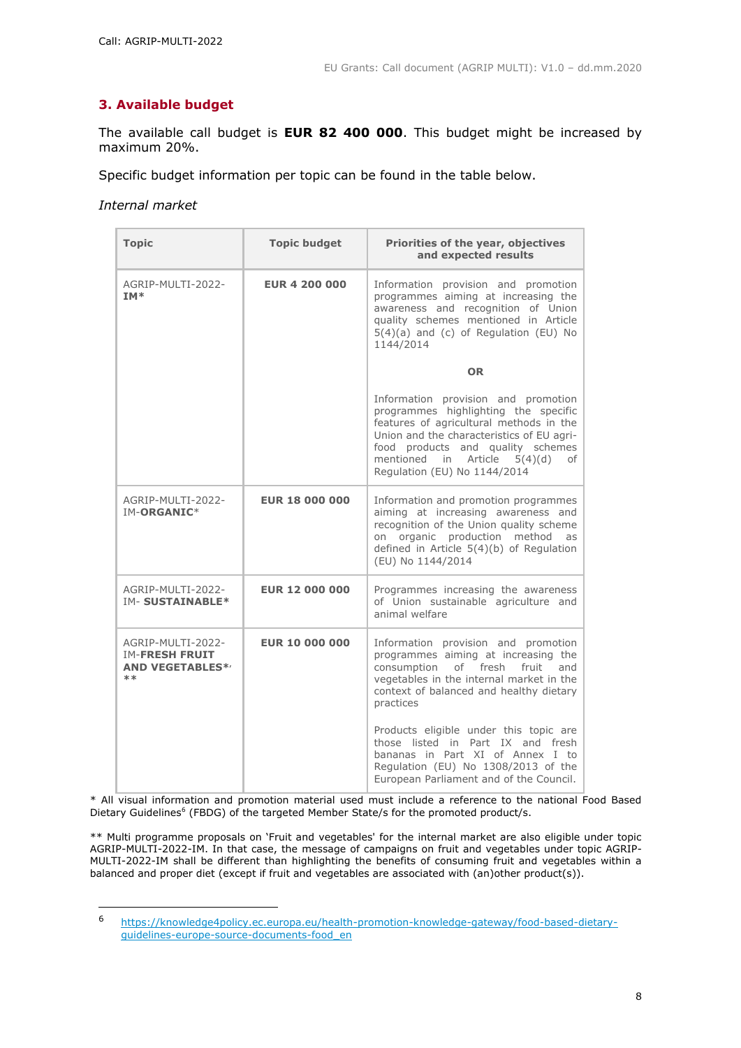## 3. Available budget

The available call budget is **EUR 82 400 000**. This budget might be increased by maximum 20%.

Specific budget information per topic can be found in the table below.

*Internal market*

| Topic | Topic budget | Priorities of the year, objectives and expected results |
|---|---|---|
| AGRIP-MULTI-2022-**IM***| **EUR 4 200 000** | Information provision and promotion programmes aiming at increasing the awareness and recognition of Union quality schemes mentioned in Article 5(4)(a) and (c) of Regulation (EU) No 1144/2014<br><br>**OR**<br><br>Information provision and promotion programmes highlighting the specific features of agricultural methods in the Union and the characteristics of EU agri-food products and quality schemes mentioned in Article 5(4)(d) of Regulation (EU) No 1144/2014 |
| AGRIP-MULTI-2022-IM-**ORGANIC*** | **EUR 18 000 000** | Information and promotion programmes aiming at increasing awareness and recognition of the Union quality scheme on organic production method as defined in Article 5(4)(b) of Regulation (EU) No 1144/2014 |
| AGRIP-MULTI-2022-IM- **SUSTAINABLE*** | **EUR 12 000 000** | Programmes increasing the awareness of Union sustainable agriculture and animal welfare |
| AGRIP-MULTI-2022-IM-**FRESH FRUIT AND VEGETABLES*, **** | **EUR 10 000 000** | Information provision and promotion programmes aiming at increasing the consumption of fresh fruit and vegetables in the internal market in the context of balanced and healthy dietary practices<br><br>Products eligible under this topic are those listed in Part IX and fresh bananas in Part XI of Annex I to Regulation (EU) No 1308/2013 of the European Parliament and of the Council. |

* All visual information and promotion material used must include a reference to the national Food Based Dietary Guidelines[6] (FBDG) of the targeted Member State/s for the promoted product/s.

** Multi programme proposals on 'Fruit and vegetables' for the internal market are also eligible under topic AGRIP-MULTI-2022-IM. In that case, the message of campaigns on fruit and vegetables under topic AGRIP-MULTI-2022-IM shall be different than highlighting the benefits of consuming fruit and vegetables within a balanced and proper diet (except if fruit and vegetables are associated with (an)other product(s)).

[6] https://knowledge4policy.ec.europa.eu/health-promotion-knowledge-gateway/food-based-dietary-guidelines-europe-source-documents-food_en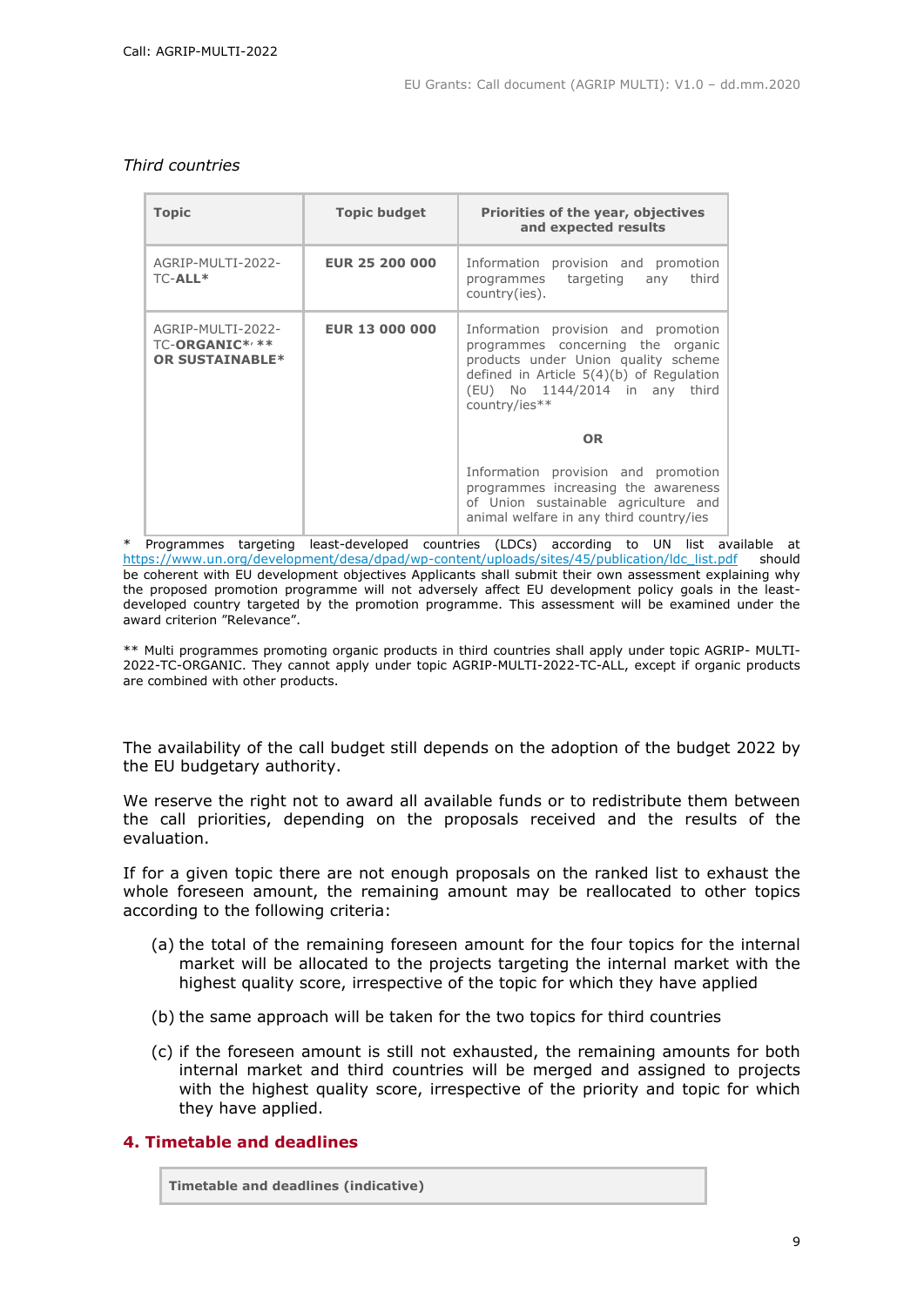*Third countries*

| Topic | Topic budget | Priorities of the year, objectives and expected results |
|---|---|---|
| AGRIP-MULTI-2022-TC-**ALL*** | **EUR 25 200 000** | Information provision and promotion programmes targeting any third country(ies). |
| AGRIP-MULTI-2022-TC-**ORGANIC*, ** OR SUSTAINABLE*** | **EUR 13 000 000** | Information provision and promotion programmes concerning the organic products under Union quality scheme defined in Article 5(4)(b) of Regulation (EU) No 1144/2014 in any third country/ies** <br><br> **OR** <br><br> Information provision and promotion programmes increasing the awareness of Union sustainable agriculture and animal welfare in any third country/ies |

\* Programmes targeting least-developed countries (LDCs) according to UN list available at https://www.un.org/development/desa/dpad/wp-content/uploads/sites/45/publication/ldc_list.pdf should be coherent with EU development objectives Applicants shall submit their own assessment explaining why the proposed promotion programme will not adversely affect EU development policy goals in the least-developed country targeted by the promotion programme. This assessment will be examined under the award criterion "Relevance".

\** Multi programmes promoting organic products in third countries shall apply under topic AGRIP- MULTI-2022-TC-ORGANIC. They cannot apply under topic AGRIP-MULTI-2022-TC-ALL, except if organic products are combined with other products.

The availability of the call budget still depends on the adoption of the budget 2022 by the EU budgetary authority.

We reserve the right not to award all available funds or to redistribute them between the call priorities, depending on the proposals received and the results of the evaluation.

If for a given topic there are not enough proposals on the ranked list to exhaust the whole foreseen amount, the remaining amount may be reallocated to other topics according to the following criteria:

(a) the total of the remaining foreseen amount for the four topics for the internal market will be allocated to the projects targeting the internal market with the highest quality score, irrespective of the topic for which they have applied

(b) the same approach will be taken for the two topics for third countries

(c) if the foreseen amount is still not exhausted, the remaining amounts for both internal market and third countries will be merged and assigned to projects with the highest quality score, irrespective of the priority and topic for which they have applied.

## 4. Timetable and deadlines

| Timetable and deadlines (indicative) |
|---|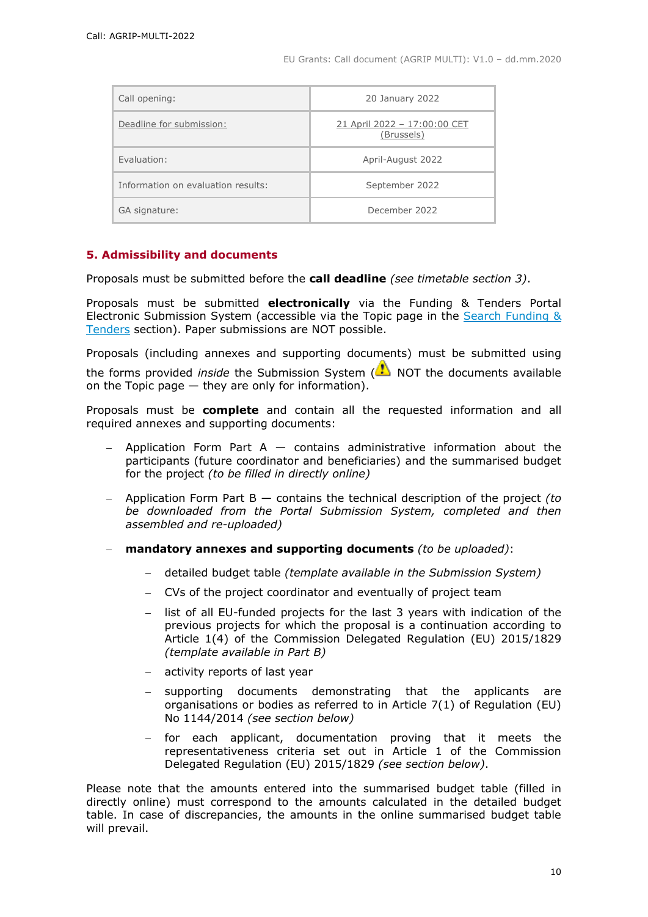| Call opening: | 20 January 2022 |
| --- | --- |
| Deadline for submission: | 21 April 2022 – 17:00:00 CET (Brussels) |
| Evaluation: | April-August 2022 |
| Information on evaluation results: | September 2022 |
| GA signature: | December 2022 |

## 5. Admissibility and documents

Proposals must be submitted before the **call deadline** *(see timetable section 3)*.

Proposals must be submitted **electronically** via the Funding & Tenders Portal Electronic Submission System (accessible via the Topic page in the Search Funding & Tenders section). Paper submissions are NOT possible.

Proposals (including annexes and supporting documents) must be submitted using the forms provided *inside* the Submission System (⚠ NOT the documents available on the Topic page — they are only for information).

Proposals must be **complete** and contain all the requested information and all required annexes and supporting documents:

- Application Form Part A — contains administrative information about the participants (future coordinator and beneficiaries) and the summarised budget for the project *(to be filled in directly online)*
- Application Form Part B — contains the technical description of the project *(to be downloaded from the Portal Submission System, completed and then assembled and re-uploaded)*
- **mandatory annexes and supporting documents** *(to be uploaded)*:
  - detailed budget table *(template available in the Submission System)*
  - CVs of the project coordinator and eventually of project team
  - list of all EU-funded projects for the last 3 years with indication of the previous projects for which the proposal is a continuation according to Article 1(4) of the Commission Delegated Regulation (EU) 2015/1829 *(template available in Part B)*
  - activity reports of last year
  - supporting documents demonstrating that the applicants are organisations or bodies as referred to in Article 7(1) of Regulation (EU) No 1144/2014 *(see section below)*
  - for each applicant, documentation proving that it meets the representativeness criteria set out in Article 1 of the Commission Delegated Regulation (EU) 2015/1829 *(see section below)*.

Please note that the amounts entered into the summarised budget table (filled in directly online) must correspond to the amounts calculated in the detailed budget table. In case of discrepancies, the amounts in the online summarised budget table will prevail.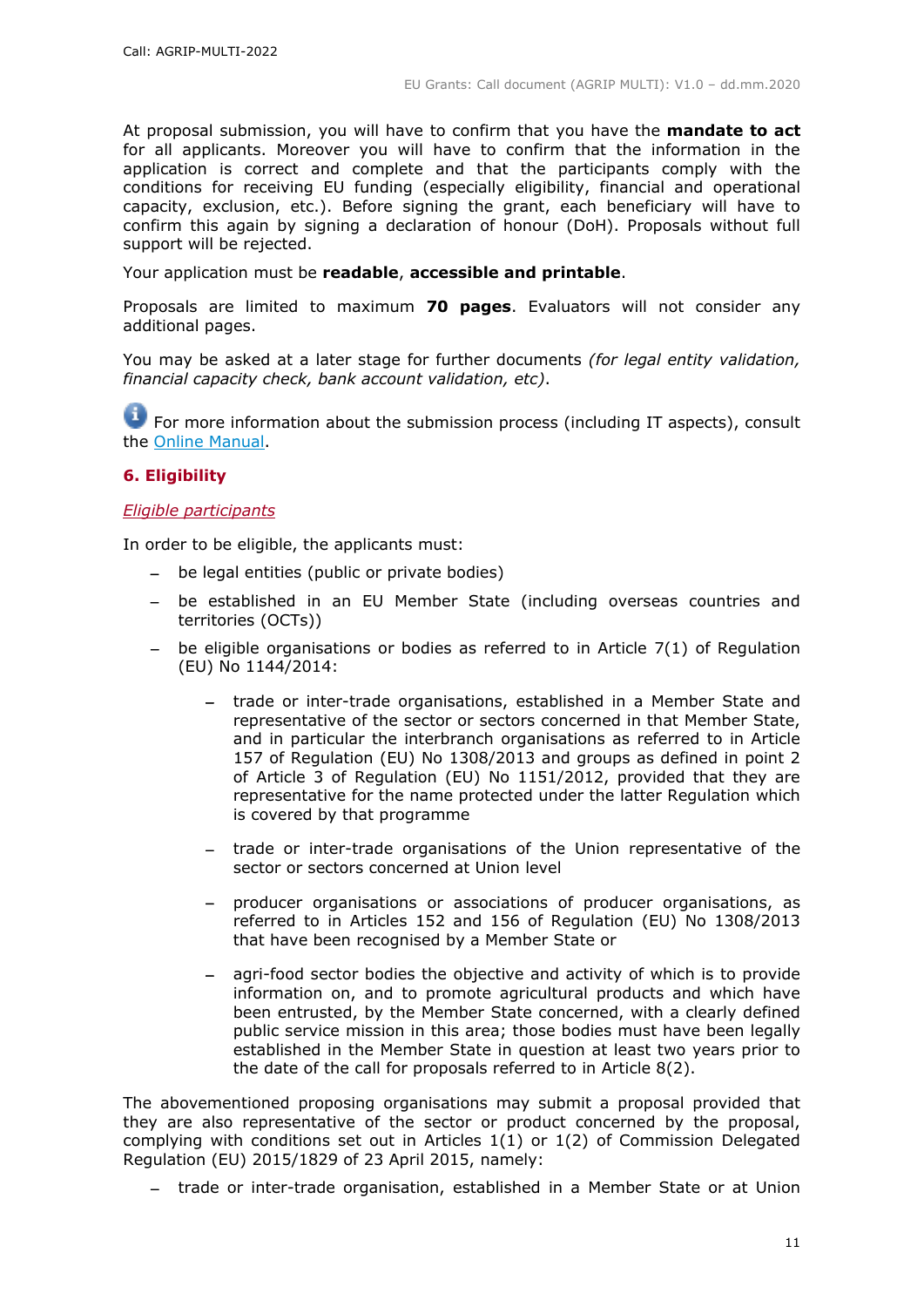At proposal submission, you will have to confirm that you have the **mandate to act** for all applicants. Moreover you will have to confirm that the information in the application is correct and complete and that the participants comply with the conditions for receiving EU funding (especially eligibility, financial and operational capacity, exclusion, etc.). Before signing the grant, each beneficiary will have to confirm this again by signing a declaration of honour (DoH). Proposals without full support will be rejected.

Your application must be **readable**, **accessible and printable**.

Proposals are limited to maximum **70 pages**. Evaluators will not consider any additional pages.

You may be asked at a later stage for further documents *(for legal entity validation, financial capacity check, bank account validation, etc)*.

For more information about the submission process (including IT aspects), consult the Online Manual.

## 6. Eligibility

*Eligible participants*

In order to be eligible, the applicants must:

- be legal entities (public or private bodies)
- be established in an EU Member State (including overseas countries and territories (OCTs))
- be eligible organisations or bodies as referred to in Article 7(1) of Regulation (EU) No 1144/2014:
  - trade or inter-trade organisations, established in a Member State and representative of the sector or sectors concerned in that Member State, and in particular the interbranch organisations as referred to in Article 157 of Regulation (EU) No 1308/2013 and groups as defined in point 2 of Article 3 of Regulation (EU) No 1151/2012, provided that they are representative for the name protected under the latter Regulation which is covered by that programme
  - trade or inter-trade organisations of the Union representative of the sector or sectors concerned at Union level
  - producer organisations or associations of producer organisations, as referred to in Articles 152 and 156 of Regulation (EU) No 1308/2013 that have been recognised by a Member State or
  - agri-food sector bodies the objective and activity of which is to provide information on, and to promote agricultural products and which have been entrusted, by the Member State concerned, with a clearly defined public service mission in this area; those bodies must have been legally established in the Member State in question at least two years prior to the date of the call for proposals referred to in Article 8(2).

The abovementioned proposing organisations may submit a proposal provided that they are also representative of the sector or product concerned by the proposal, complying with conditions set out in Articles 1(1) or 1(2) of Commission Delegated Regulation (EU) 2015/1829 of 23 April 2015, namely:

- trade or inter-trade organisation, established in a Member State or at Union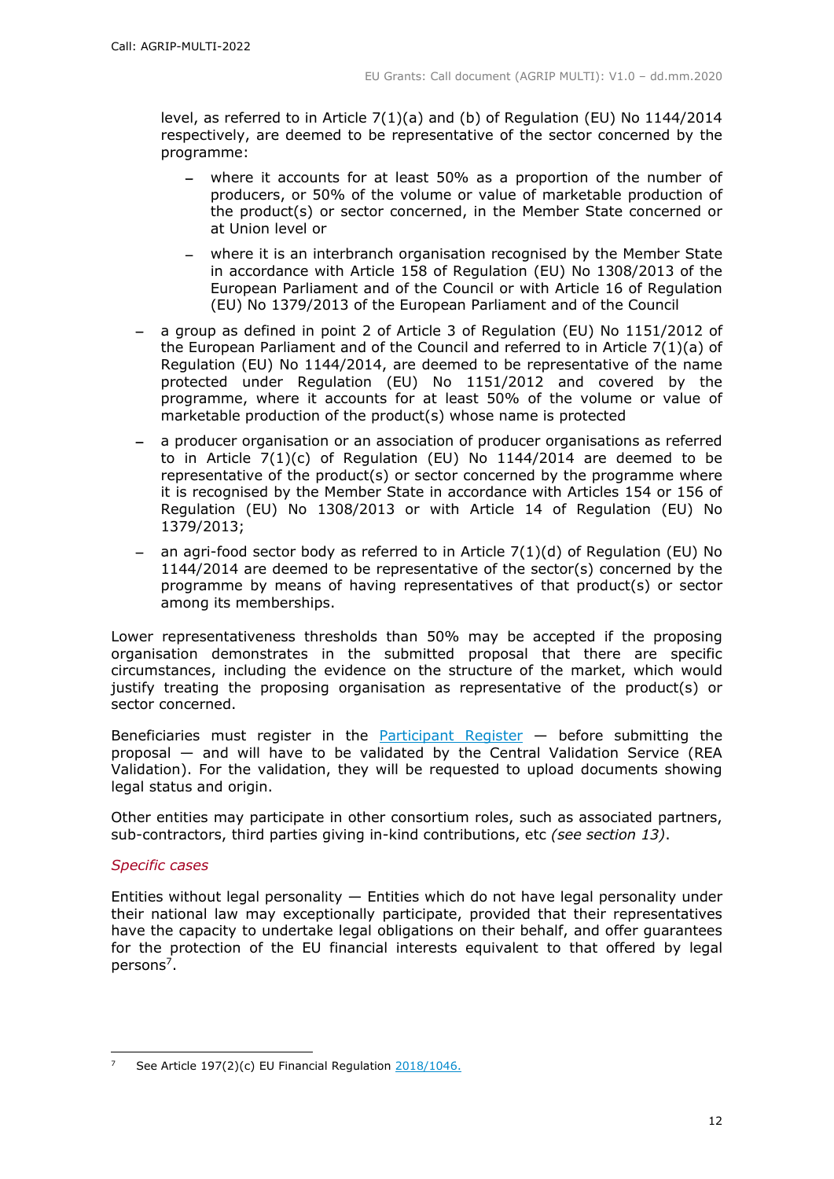level, as referred to in Article 7(1)(a) and (b) of Regulation (EU) No 1144/2014 respectively, are deemed to be representative of the sector concerned by the programme:

  - where it accounts for at least 50% as a proportion of the number of producers, or 50% of the volume or value of marketable production of the product(s) or sector concerned, in the Member State concerned or at Union level or
  - where it is an interbranch organisation recognised by the Member State in accordance with Article 158 of Regulation (EU) No 1308/2013 of the European Parliament and of the Council or with Article 16 of Regulation (EU) No 1379/2013 of the European Parliament and of the Council

- a group as defined in point 2 of Article 3 of Regulation (EU) No 1151/2012 of the European Parliament and of the Council and referred to in Article 7(1)(a) of Regulation (EU) No 1144/2014, are deemed to be representative of the name protected under Regulation (EU) No 1151/2012 and covered by the programme, where it accounts for at least 50% of the volume or value of marketable production of the product(s) whose name is protected
- a producer organisation or an association of producer organisations as referred to in Article 7(1)(c) of Regulation (EU) No 1144/2014 are deemed to be representative of the product(s) or sector concerned by the programme where it is recognised by the Member State in accordance with Articles 154 or 156 of Regulation (EU) No 1308/2013 or with Article 14 of Regulation (EU) No 1379/2013;
- an agri-food sector body as referred to in Article 7(1)(d) of Regulation (EU) No 1144/2014 are deemed to be representative of the sector(s) concerned by the programme by means of having representatives of that product(s) or sector among its memberships.

Lower representativeness thresholds than 50% may be accepted if the proposing organisation demonstrates in the submitted proposal that there are specific circumstances, including the evidence on the structure of the market, which would justify treating the proposing organisation as representative of the product(s) or sector concerned.

Beneficiaries must register in the [Participant Register](https://ec.europa.eu/info/funding-tenders/opportunities/portal/screen/how-to-participate/participant-register) — before submitting the proposal — and will have to be validated by the Central Validation Service (REA Validation). For the validation, they will be requested to upload documents showing legal status and origin.

Other entities may participate in other consortium roles, such as associated partners, sub-contractors, third parties giving in-kind contributions, etc *(see section 13)*.

*Specific cases*

Entities without legal personality — Entities which do not have legal personality under their national law may exceptionally participate, provided that their representatives have the capacity to undertake legal obligations on their behalf, and offer guarantees for the protection of the EU financial interests equivalent to that offered by legal persons[7].

[7] See Article 197(2)(c) EU Financial Regulation 2018/1046.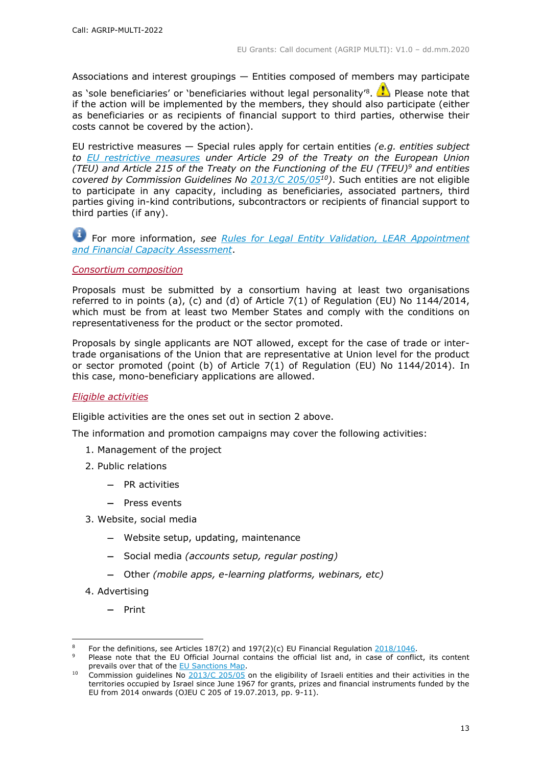Associations and interest groupings — Entities composed of members may participate as 'sole beneficiaries' or 'beneficiaries without legal personality'[8]. ⚠ Please note that if the action will be implemented by the members, they should also participate (either as beneficiaries or as recipients of financial support to third parties, otherwise their costs cannot be covered by the action).

EU restrictive measures — Special rules apply for certain entities *(e.g. entities subject to EU restrictive measures under Article 29 of the Treaty on the European Union (TEU) and Article 215 of the Treaty on the Functioning of the EU (TFEU)[9] and entities covered by Commission Guidelines No 2013/C 205/05[10])*. Such entities are not eligible to participate in any capacity, including as beneficiaries, associated partners, third parties giving in-kind contributions, subcontractors or recipients of financial support to third parties (if any).

ℹ For more information, *see Rules for Legal Entity Validation, LEAR Appointment and Financial Capacity Assessment*.

*Consortium composition*

Proposals must be submitted by a consortium having at least two organisations referred to in points (a), (c) and (d) of Article 7(1) of Regulation (EU) No 1144/2014, which must be from at least two Member States and comply with the conditions on representativeness for the product or the sector promoted.

Proposals by single applicants are NOT allowed, except for the case of trade or inter-trade organisations of the Union that are representative at Union level for the product or sector promoted (point (b) of Article 7(1) of Regulation (EU) No 1144/2014). In this case, mono-beneficiary applications are allowed.

*Eligible activities*

Eligible activities are the ones set out in section 2 above.

The information and promotion campaigns may cover the following activities:

1. Management of the project
2. Public relations
   - PR activities
   - Press events
3. Website, social media
   - Website setup, updating, maintenance
   - Social media *(accounts setup, regular posting)*
   - Other *(mobile apps, e-learning platforms, webinars, etc)*
4. Advertising
   - Print

---

[8] For the definitions, see Articles 187(2) and 197(2)(c) EU Financial Regulation 2018/1046.

[9] Please note that the EU Official Journal contains the official list and, in case of conflict, its content prevails over that of the EU Sanctions Map.

[10] Commission guidelines No 2013/C 205/05 on the eligibility of Israeli entities and their activities in the territories occupied by Israel since June 1967 for grants, prizes and financial instruments funded by the EU from 2014 onwards (OJEU C 205 of 19.07.2013, pp. 9-11).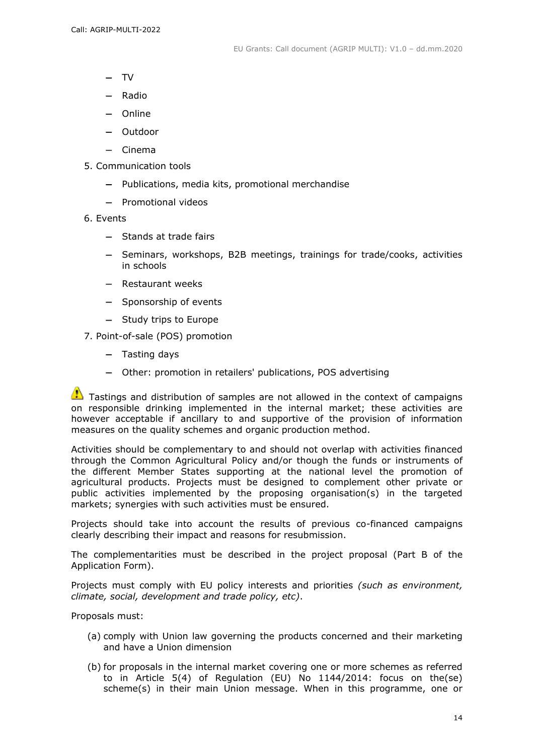- TV
- Radio
- Online
- Outdoor
- Cinema

5. Communication tools
   - Publications, media kits, promotional merchandise
   - Promotional videos
6. Events
   - Stands at trade fairs
   - Seminars, workshops, B2B meetings, trainings for trade/cooks, activities in schools
   - Restaurant weeks
   - Sponsorship of events
   - Study trips to Europe
7. Point-of-sale (POS) promotion
   - Tasting days
   - Other: promotion in retailers' publications, POS advertising

⚠ Tastings and distribution of samples are not allowed in the context of campaigns on responsible drinking implemented in the internal market; these activities are however acceptable if ancillary to and supportive of the provision of information measures on the quality schemes and organic production method.

Activities should be complementary to and should not overlap with activities financed through the Common Agricultural Policy and/or though the funds or instruments of the different Member States supporting at the national level the promotion of agricultural products. Projects must be designed to complement other private or public activities implemented by the proposing organisation(s) in the targeted markets; synergies with such activities must be ensured.

Projects should take into account the results of previous co-financed campaigns clearly describing their impact and reasons for resubmission.

The complementarities must be described in the project proposal (Part B of the Application Form).

Projects must comply with EU policy interests and priorities *(such as environment, climate, social, development and trade policy, etc)*.

Proposals must:

(a) comply with Union law governing the products concerned and their marketing and have a Union dimension

(b) for proposals in the internal market covering one or more schemes as referred to in Article 5(4) of Regulation (EU) No 1144/2014: focus on the(se) scheme(s) in their main Union message. When in this programme, one or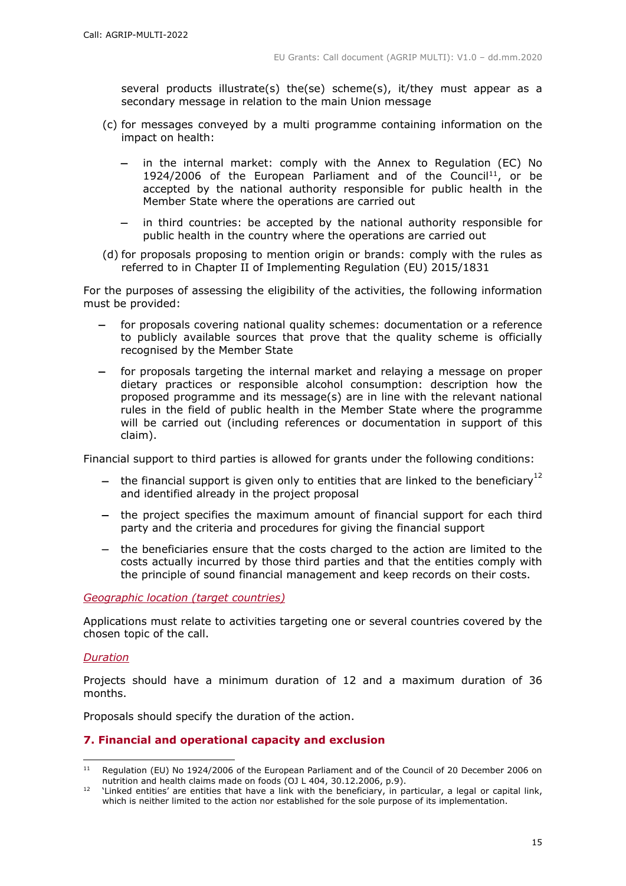several products illustrate(s) the(se) scheme(s), it/they must appear as a secondary message in relation to the main Union message

(c) for messages conveyed by a multi programme containing information on the impact on health:

   - in the internal market: comply with the Annex to Regulation (EC) No 1924/2006 of the European Parliament and of the Council[11], or be accepted by the national authority responsible for public health in the Member State where the operations are carried out
   - in third countries: be accepted by the national authority responsible for public health in the country where the operations are carried out

(d) for proposals proposing to mention origin or brands: comply with the rules as referred to in Chapter II of Implementing Regulation (EU) 2015/1831

For the purposes of assessing the eligibility of the activities, the following information must be provided:

- for proposals covering national quality schemes: documentation or a reference to publicly available sources that prove that the quality scheme is officially recognised by the Member State
- for proposals targeting the internal market and relaying a message on proper dietary practices or responsible alcohol consumption: description how the proposed programme and its message(s) are in line with the relevant national rules in the field of public health in the Member State where the programme will be carried out (including references or documentation in support of this claim).

Financial support to third parties is allowed for grants under the following conditions:

- the financial support is given only to entities that are linked to the beneficiary[12] and identified already in the project proposal
- the project specifies the maximum amount of financial support for each third party and the criteria and procedures for giving the financial support
- the beneficiaries ensure that the costs charged to the action are limited to the costs actually incurred by those third parties and that the entities comply with the principle of sound financial management and keep records on their costs.

*Geographic location (target countries)*

Applications must relate to activities targeting one or several countries covered by the chosen topic of the call.

*Duration*

Projects should have a minimum duration of 12 and a maximum duration of 36 months.

Proposals should specify the duration of the action.

## 7. Financial and operational capacity and exclusion

---

[11] Regulation (EU) No 1924/2006 of the European Parliament and of the Council of 20 December 2006 on nutrition and health claims made on foods (OJ L 404, 30.12.2006, p.9).

[12] 'Linked entities' are entities that have a link with the beneficiary, in particular, a legal or capital link, which is neither limited to the action nor established for the sole purpose of its implementation.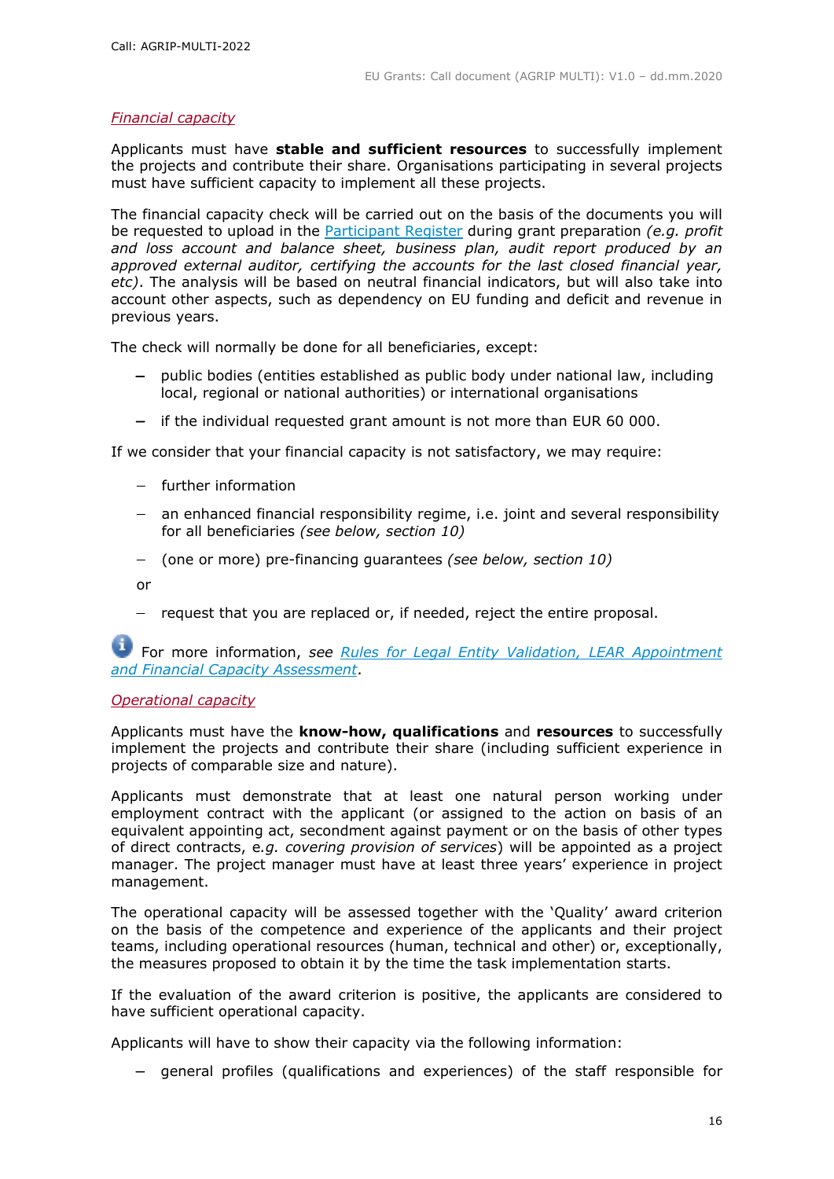*Financial capacity*

Applicants must have **stable and sufficient resources** to successfully implement the projects and contribute their share. Organisations participating in several projects must have sufficient capacity to implement all these projects.

The financial capacity check will be carried out on the basis of the documents you will be requested to upload in the [Participant Register](#) during grant preparation *(e.g. profit and loss account and balance sheet, business plan, audit report produced by an approved external auditor, certifying the accounts for the last closed financial year, etc)*. The analysis will be based on neutral financial indicators, but will also take into account other aspects, such as dependency on EU funding and deficit and revenue in previous years.

The check will normally be done for all beneficiaries, except:

- public bodies (entities established as public body under national law, including local, regional or national authorities) or international organisations
- if the individual requested grant amount is not more than EUR 60 000.

If we consider that your financial capacity is not satisfactory, we may require:

- further information
- an enhanced financial responsibility regime, i.e. joint and several responsibility for all beneficiaries *(see below, section 10)*
- (one or more) pre-financing guarantees *(see below, section 10)*

or

- request that you are replaced or, if needed, reject the entire proposal.

For more information, *see [Rules for Legal Entity Validation, LEAR Appointment and Financial Capacity Assessment](#)*.

*Operational capacity*

Applicants must have the **know-how, qualifications** and **resources** to successfully implement the projects and contribute their share (including sufficient experience in projects of comparable size and nature).

Applicants must demonstrate that at least one natural person working under employment contract with the applicant (or assigned to the action on basis of an equivalent appointing act, secondment against payment or on the basis of other types of direct contracts, e.*g. covering provision of services*) will be appointed as a project manager. The project manager must have at least three years' experience in project management.

The operational capacity will be assessed together with the 'Quality' award criterion on the basis of the competence and experience of the applicants and their project teams, including operational resources (human, technical and other) or, exceptionally, the measures proposed to obtain it by the time the task implementation starts.

If the evaluation of the award criterion is positive, the applicants are considered to have sufficient operational capacity.

Applicants will have to show their capacity via the following information:

- general profiles (qualifications and experiences) of the staff responsible for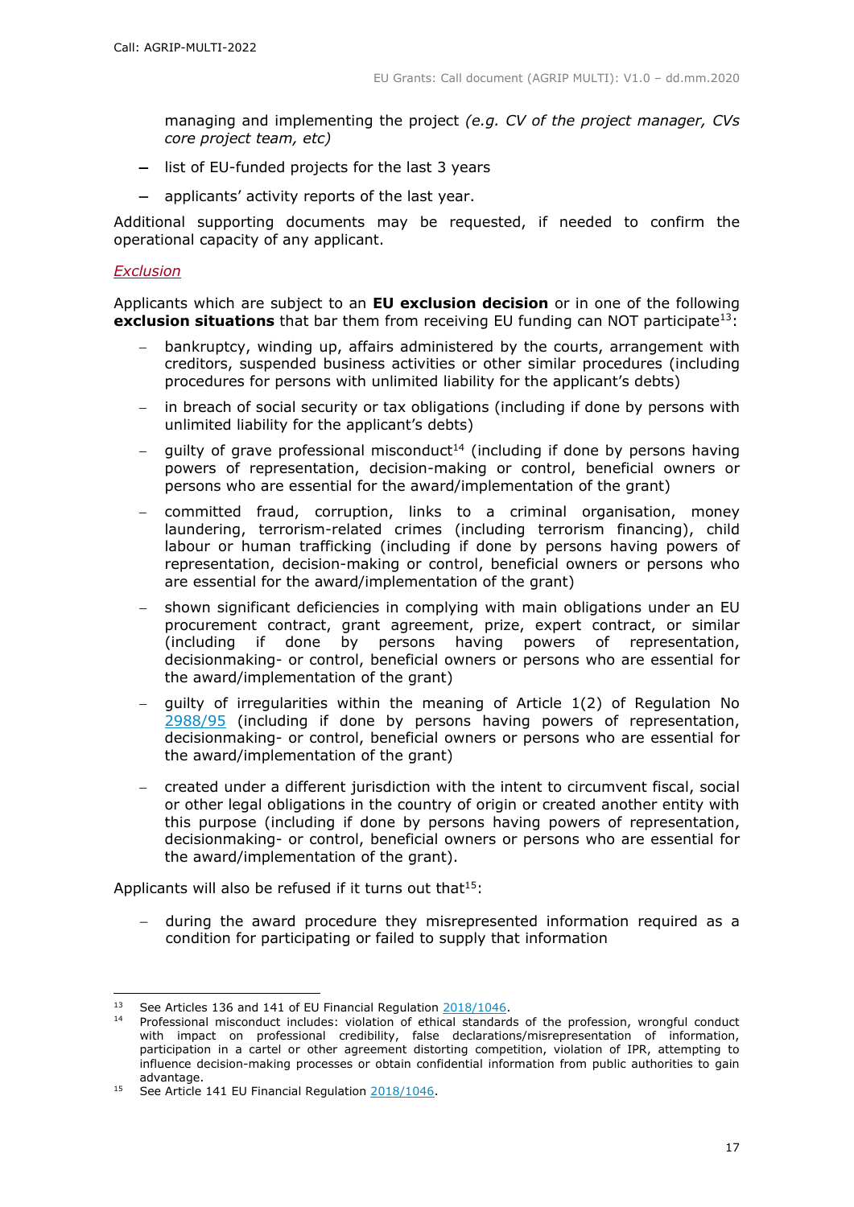managing and implementing the project *(e.g. CV of the project manager, CVs core project team, etc)*

- list of EU-funded projects for the last 3 years
- applicants' activity reports of the last year.

Additional supporting documents may be requested, if needed to confirm the operational capacity of any applicant.

*Exclusion*

Applicants which are subject to an **EU exclusion decision** or in one of the following **exclusion situations** that bar them from receiving EU funding can NOT participate[13]:

- bankruptcy, winding up, affairs administered by the courts, arrangement with creditors, suspended business activities or other similar procedures (including procedures for persons with unlimited liability for the applicant's debts)
- in breach of social security or tax obligations (including if done by persons with unlimited liability for the applicant's debts)
- guilty of grave professional misconduct[14] (including if done by persons having powers of representation, decision-making or control, beneficial owners or persons who are essential for the award/implementation of the grant)
- committed fraud, corruption, links to a criminal organisation, money laundering, terrorism-related crimes (including terrorism financing), child labour or human trafficking (including if done by persons having powers of representation, decision-making or control, beneficial owners or persons who are essential for the award/implementation of the grant)
- shown significant deficiencies in complying with main obligations under an EU procurement contract, grant agreement, prize, expert contract, or similar (including if done by persons having powers of representation, decisionmaking- or control, beneficial owners or persons who are essential for the award/implementation of the grant)
- guilty of irregularities within the meaning of Article 1(2) of Regulation No 2988/95 (including if done by persons having powers of representation, decisionmaking- or control, beneficial owners or persons who are essential for the award/implementation of the grant)
- created under a different jurisdiction with the intent to circumvent fiscal, social or other legal obligations in the country of origin or created another entity with this purpose (including if done by persons having powers of representation, decisionmaking- or control, beneficial owners or persons who are essential for the award/implementation of the grant).

Applicants will also be refused if it turns out that[15]:

- during the award procedure they misrepresented information required as a condition for participating or failed to supply that information

---

[13] See Articles 136 and 141 of EU Financial Regulation 2018/1046.

[14] Professional misconduct includes: violation of ethical standards of the profession, wrongful conduct with impact on professional credibility, false declarations/misrepresentation of information, participation in a cartel or other agreement distorting competition, violation of IPR, attempting to influence decision-making processes or obtain confidential information from public authorities to gain advantage.

[15] See Article 141 EU Financial Regulation 2018/1046.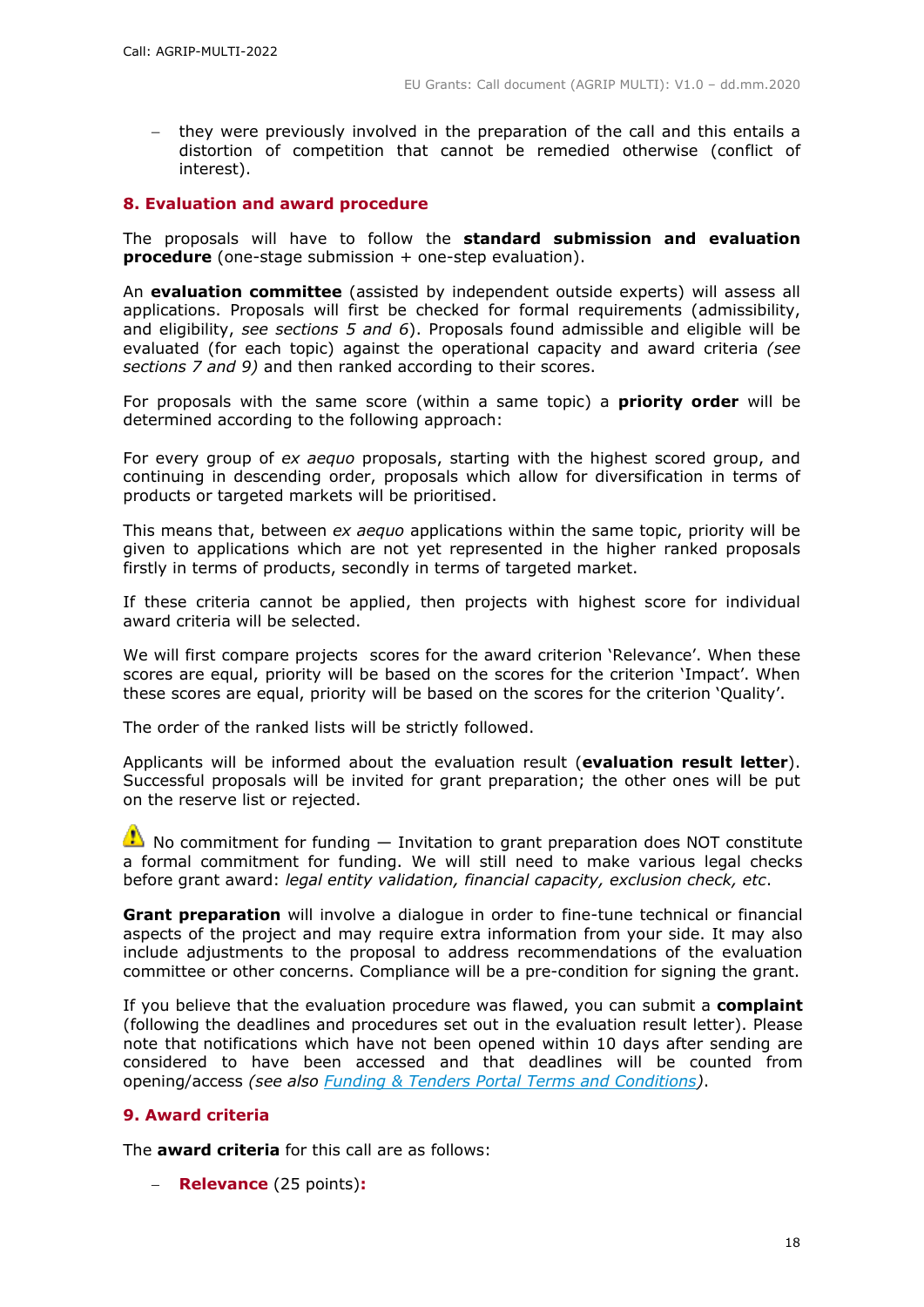- they were previously involved in the preparation of the call and this entails a distortion of competition that cannot be remedied otherwise (conflict of interest).

## 8. Evaluation and award procedure

The proposals will have to follow the **standard submission and evaluation procedure** (one-stage submission + one-step evaluation).

An **evaluation committee** (assisted by independent outside experts) will assess all applications. Proposals will first be checked for formal requirements (admissibility, and eligibility, *see sections 5 and 6*). Proposals found admissible and eligible will be evaluated (for each topic) against the operational capacity and award criteria *(see sections 7 and 9)* and then ranked according to their scores.

For proposals with the same score (within a same topic) a **priority order** will be determined according to the following approach:

For every group of *ex aequo* proposals, starting with the highest scored group, and continuing in descending order, proposals which allow for diversification in terms of products or targeted markets will be prioritised.

This means that, between *ex aequo* applications within the same topic, priority will be given to applications which are not yet represented in the higher ranked proposals firstly in terms of products, secondly in terms of targeted market.

If these criteria cannot be applied, then projects with highest score for individual award criteria will be selected.

We will first compare projects scores for the award criterion 'Relevance'. When these scores are equal, priority will be based on the scores for the criterion 'Impact'. When these scores are equal, priority will be based on the scores for the criterion 'Quality'.

The order of the ranked lists will be strictly followed.

Applicants will be informed about the evaluation result (**evaluation result letter**). Successful proposals will be invited for grant preparation; the other ones will be put on the reserve list or rejected.

⚠ No commitment for funding — Invitation to grant preparation does NOT constitute a formal commitment for funding. We will still need to make various legal checks before grant award: *legal entity validation, financial capacity, exclusion check, etc*.

**Grant preparation** will involve a dialogue in order to fine-tune technical or financial aspects of the project and may require extra information from your side. It may also include adjustments to the proposal to address recommendations of the evaluation committee or other concerns. Compliance will be a pre-condition for signing the grant.

If you believe that the evaluation procedure was flawed, you can submit a **complaint** (following the deadlines and procedures set out in the evaluation result letter). Please note that notifications which have not been opened within 10 days after sending are considered to have been accessed and that deadlines will be counted from opening/access *(see also Funding & Tenders Portal Terms and Conditions)*.

## 9. Award criteria

The **award criteria** for this call are as follows:

- **Relevance** (25 points):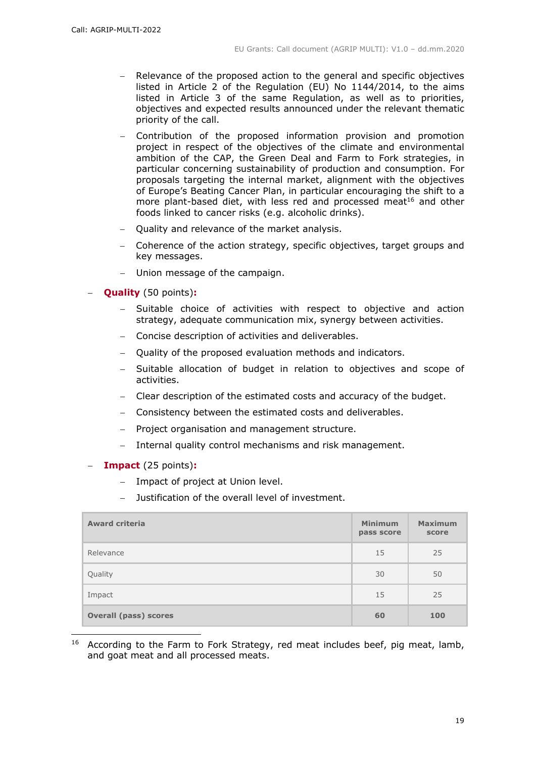- Relevance of the proposed action to the general and specific objectives listed in Article 2 of the Regulation (EU) No 1144/2014, to the aims listed in Article 3 of the same Regulation, as well as to priorities, objectives and expected results announced under the relevant thematic priority of the call.
- Contribution of the proposed information provision and promotion project in respect of the objectives of the climate and environmental ambition of the CAP, the Green Deal and Farm to Fork strategies, in particular concerning sustainability of production and consumption. For proposals targeting the internal market, alignment with the objectives of Europe's Beating Cancer Plan, in particular encouraging the shift to a more plant-based diet, with less red and processed meat[16] and other foods linked to cancer risks (e.g. alcoholic drinks).
- Quality and relevance of the market analysis.
- Coherence of the action strategy, specific objectives, target groups and key messages.
- Union message of the campaign.

- **Quality** (50 points)**:**
  - Suitable choice of activities with respect to objective and action strategy, adequate communication mix, synergy between activities.
  - Concise description of activities and deliverables.
  - Quality of the proposed evaluation methods and indicators.
  - Suitable allocation of budget in relation to objectives and scope of activities.
  - Clear description of the estimated costs and accuracy of the budget.
  - Consistency between the estimated costs and deliverables.
  - Project organisation and management structure.
  - Internal quality control mechanisms and risk management.
- **Impact** (25 points)**:**
  - Impact of project at Union level.
  - Justification of the overall level of investment.

| Award criteria | Minimum pass score | Maximum score |
|---|---|---|
| Relevance | 15 | 25 |
| Quality | 30 | 50 |
| Impact | 15 | 25 |
| **Overall (pass) scores** | **60** | **100** |

[16] According to the Farm to Fork Strategy, red meat includes beef, pig meat, lamb, and goat meat and all processed meats.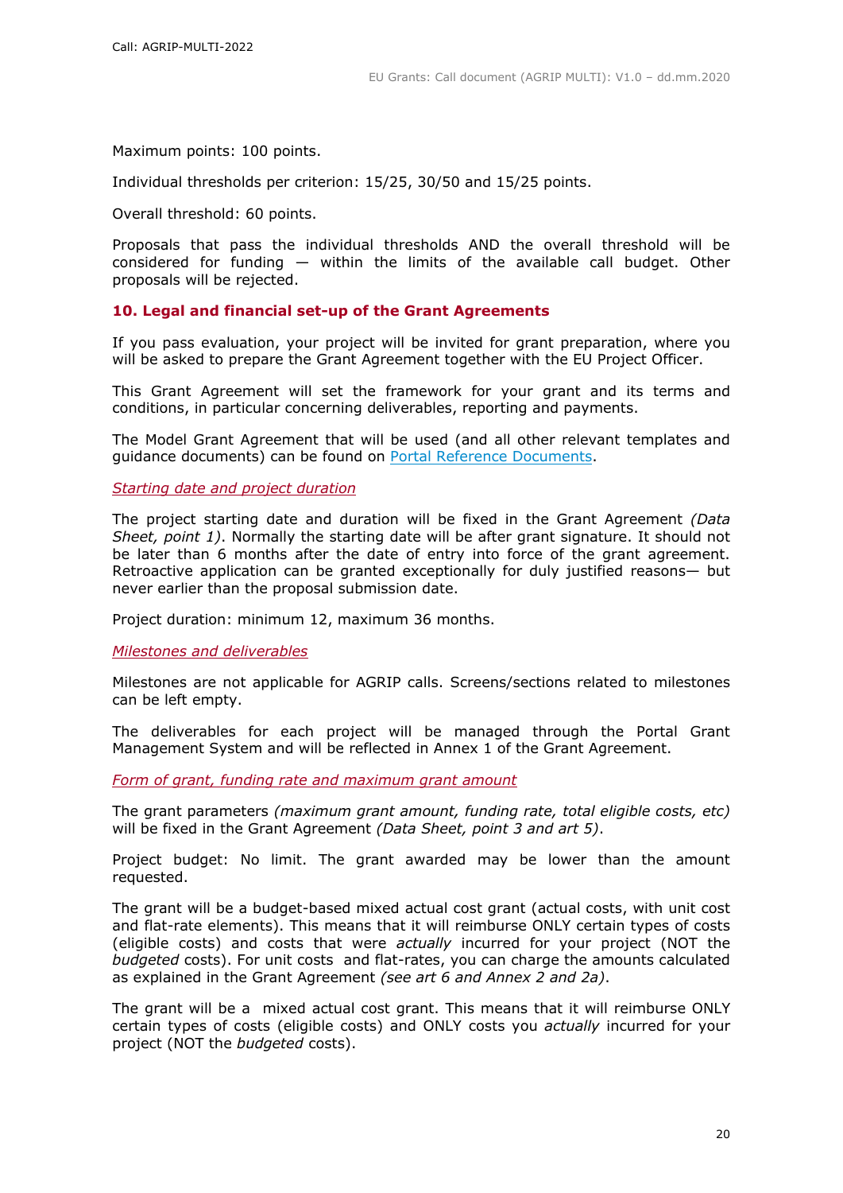Maximum points: 100 points.

Individual thresholds per criterion: 15/25, 30/50 and 15/25 points.

Overall threshold: 60 points.

Proposals that pass the individual thresholds AND the overall threshold will be considered for funding — within the limits of the available call budget. Other proposals will be rejected.

## 10. Legal and financial set-up of the Grant Agreements

If you pass evaluation, your project will be invited for grant preparation, where you will be asked to prepare the Grant Agreement together with the EU Project Officer.

This Grant Agreement will set the framework for your grant and its terms and conditions, in particular concerning deliverables, reporting and payments.

The Model Grant Agreement that will be used (and all other relevant templates and guidance documents) can be found on [Portal Reference Documents](Portal Reference Documents).

*Starting date and project duration*

The project starting date and duration will be fixed in the Grant Agreement *(Data Sheet, point 1)*. Normally the starting date will be after grant signature. It should not be later than 6 months after the date of entry into force of the grant agreement. Retroactive application can be granted exceptionally for duly justified reasons— but never earlier than the proposal submission date.

Project duration: minimum 12, maximum 36 months.

*Milestones and deliverables*

Milestones are not applicable for AGRIP calls. Screens/sections related to milestones can be left empty.

The deliverables for each project will be managed through the Portal Grant Management System and will be reflected in Annex 1 of the Grant Agreement.

*Form of grant, funding rate and maximum grant amount*

The grant parameters *(maximum grant amount, funding rate, total eligible costs, etc)* will be fixed in the Grant Agreement *(Data Sheet, point 3 and art 5)*.

Project budget: No limit. The grant awarded may be lower than the amount requested.

The grant will be a budget-based mixed actual cost grant (actual costs, with unit cost and flat-rate elements). This means that it will reimburse ONLY certain types of costs (eligible costs) and costs that were *actually* incurred for your project (NOT the *budgeted* costs). For unit costs and flat-rates, you can charge the amounts calculated as explained in the Grant Agreement *(see art 6 and Annex 2 and 2a)*.

The grant will be a mixed actual cost grant. This means that it will reimburse ONLY certain types of costs (eligible costs) and ONLY costs you *actually* incurred for your project (NOT the *budgeted* costs).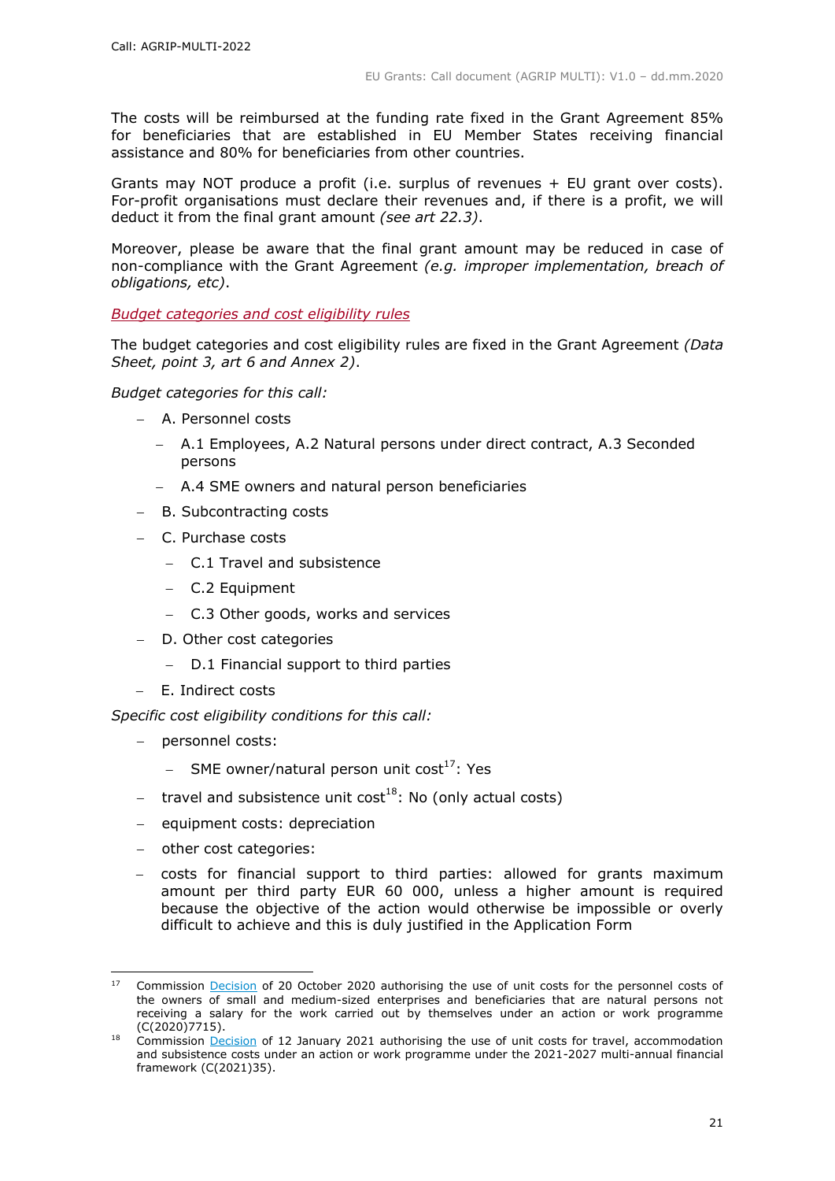The costs will be reimbursed at the funding rate fixed in the Grant Agreement 85% for beneficiaries that are established in EU Member States receiving financial assistance and 80% for beneficiaries from other countries.

Grants may NOT produce a profit (i.e. surplus of revenues + EU grant over costs). For-profit organisations must declare their revenues and, if there is a profit, we will deduct it from the final grant amount *(see art 22.3)*.

Moreover, please be aware that the final grant amount may be reduced in case of non-compliance with the Grant Agreement *(e.g. improper implementation, breach of obligations, etc)*.

*Budget categories and cost eligibility rules*

The budget categories and cost eligibility rules are fixed in the Grant Agreement *(Data Sheet, point 3, art 6 and Annex 2)*.

*Budget categories for this call:*

- A. Personnel costs
  - A.1 Employees, A.2 Natural persons under direct contract, A.3 Seconded persons
  - A.4 SME owners and natural person beneficiaries
- B. Subcontracting costs
- C. Purchase costs
  - C.1 Travel and subsistence
  - C.2 Equipment
  - C.3 Other goods, works and services
- D. Other cost categories
  - D.1 Financial support to third parties
- E. Indirect costs

*Specific cost eligibility conditions for this call:*

- personnel costs:
  - SME owner/natural person unit cost[17]: Yes
- travel and subsistence unit cost[18]: No (only actual costs)
- equipment costs: depreciation
- other cost categories:
- costs for financial support to third parties: allowed for grants maximum amount per third party EUR 60 000, unless a higher amount is required because the objective of the action would otherwise be impossible or overly difficult to achieve and this is duly justified in the Application Form

---

[17] Commission Decision of 20 October 2020 authorising the use of unit costs for the personnel costs of the owners of small and medium-sized enterprises and beneficiaries that are natural persons not receiving a salary for the work carried out by themselves under an action or work programme (C(2020)7715).

[18] Commission Decision of 12 January 2021 authorising the use of unit costs for travel, accommodation and subsistence costs under an action or work programme under the 2021-2027 multi-annual financial framework (C(2021)35).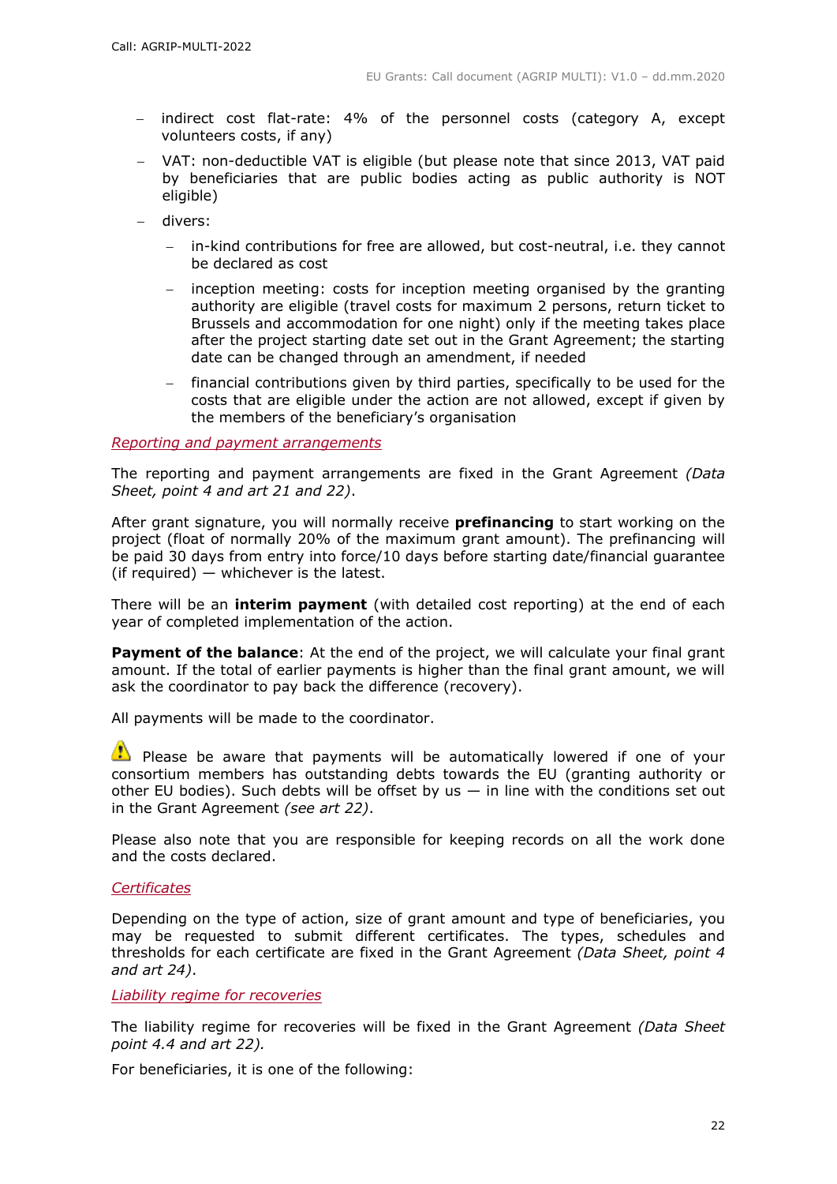- indirect cost flat-rate: 4% of the personnel costs (category A, except volunteers costs, if any)
- VAT: non-deductible VAT is eligible (but please note that since 2013, VAT paid by beneficiaries that are public bodies acting as public authority is NOT eligible)
- divers:
  - in-kind contributions for free are allowed, but cost-neutral, i.e. they cannot be declared as cost
  - inception meeting: costs for inception meeting organised by the granting authority are eligible (travel costs for maximum 2 persons, return ticket to Brussels and accommodation for one night) only if the meeting takes place after the project starting date set out in the Grant Agreement; the starting date can be changed through an amendment, if needed
  - financial contributions given by third parties, specifically to be used for the costs that are eligible under the action are not allowed, except if given by the members of the beneficiary's organisation

*Reporting and payment arrangements*

The reporting and payment arrangements are fixed in the Grant Agreement *(Data Sheet, point 4 and art 21 and 22)*.

After grant signature, you will normally receive **prefinancing** to start working on the project (float of normally 20% of the maximum grant amount). The prefinancing will be paid 30 days from entry into force/10 days before starting date/financial guarantee (if required) — whichever is the latest.

There will be an **interim payment** (with detailed cost reporting) at the end of each year of completed implementation of the action.

**Payment of the balance**: At the end of the project, we will calculate your final grant amount. If the total of earlier payments is higher than the final grant amount, we will ask the coordinator to pay back the difference (recovery).

All payments will be made to the coordinator.

⚠ Please be aware that payments will be automatically lowered if one of your consortium members has outstanding debts towards the EU (granting authority or other EU bodies). Such debts will be offset by us — in line with the conditions set out in the Grant Agreement *(see art 22)*.

Please also note that you are responsible for keeping records on all the work done and the costs declared.

*Certificates*

Depending on the type of action, size of grant amount and type of beneficiaries, you may be requested to submit different certificates. The types, schedules and thresholds for each certificate are fixed in the Grant Agreement *(Data Sheet, point 4 and art 24)*.

*Liability regime for recoveries*

The liability regime for recoveries will be fixed in the Grant Agreement *(Data Sheet point 4.4 and art 22).*

For beneficiaries, it is one of the following: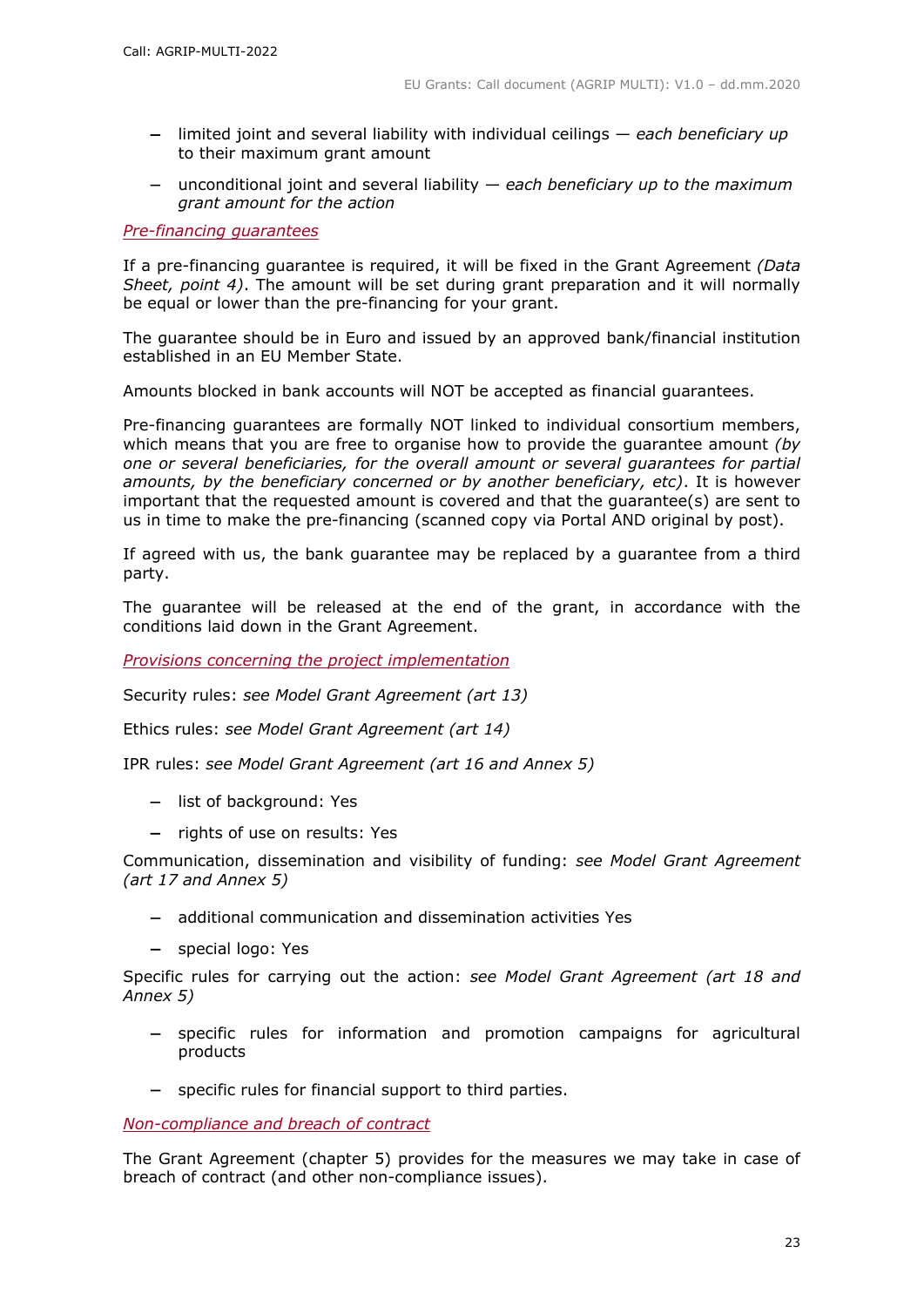- limited joint and several liability with individual ceilings — *each beneficiary up* to their maximum grant amount
- unconditional joint and several liability — *each beneficiary up to the maximum grant amount for the action*

*Pre-financing guarantees*

If a pre-financing guarantee is required, it will be fixed in the Grant Agreement *(Data Sheet, point 4)*. The amount will be set during grant preparation and it will normally be equal or lower than the pre-financing for your grant.

The guarantee should be in Euro and issued by an approved bank/financial institution established in an EU Member State.

Amounts blocked in bank accounts will NOT be accepted as financial guarantees.

Pre-financing guarantees are formally NOT linked to individual consortium members, which means that you are free to organise how to provide the guarantee amount *(by one or several beneficiaries, for the overall amount or several guarantees for partial amounts, by the beneficiary concerned or by another beneficiary, etc)*. It is however important that the requested amount is covered and that the guarantee(s) are sent to us in time to make the pre-financing (scanned copy via Portal AND original by post).

If agreed with us, the bank guarantee may be replaced by a guarantee from a third party.

The guarantee will be released at the end of the grant, in accordance with the conditions laid down in the Grant Agreement.

*Provisions concerning the project implementation*

Security rules: *see Model Grant Agreement (art 13)*

Ethics rules: *see Model Grant Agreement (art 14)*

IPR rules: *see Model Grant Agreement (art 16 and Annex 5)*

- list of background: Yes
- rights of use on results: Yes

Communication, dissemination and visibility of funding: *see Model Grant Agreement (art 17 and Annex 5)*

- additional communication and dissemination activities Yes
- special logo: Yes

Specific rules for carrying out the action: *see Model Grant Agreement (art 18 and Annex 5)*

- specific rules for information and promotion campaigns for agricultural products
- specific rules for financial support to third parties.

*Non-compliance and breach of contract*

The Grant Agreement (chapter 5) provides for the measures we may take in case of breach of contract (and other non-compliance issues).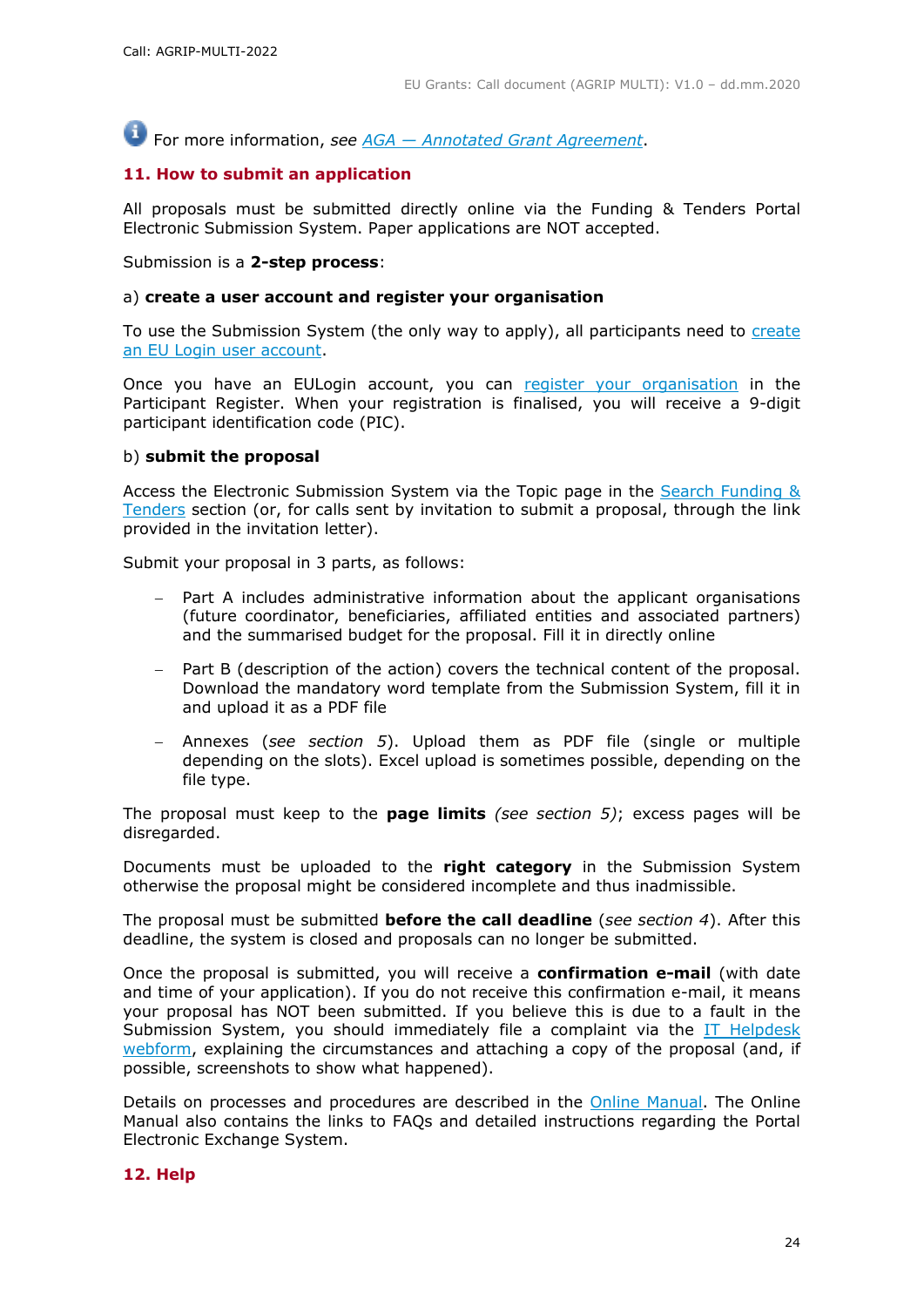For more information, *see* *AGA — Annotated Grant Agreement*.

## 11. How to submit an application

All proposals must be submitted directly online via the Funding & Tenders Portal Electronic Submission System. Paper applications are NOT accepted.

Submission is a **2-step process**:

a) **create a user account and register your organisation**

To use the Submission System (the only way to apply), all participants need to create an EU Login user account.

Once you have an EULogin account, you can register your organisation in the Participant Register. When your registration is finalised, you will receive a 9-digit participant identification code (PIC).

b) **submit the proposal**

Access the Electronic Submission System via the Topic page in the Search Funding & Tenders section (or, for calls sent by invitation to submit a proposal, through the link provided in the invitation letter).

Submit your proposal in 3 parts, as follows:

- Part A includes administrative information about the applicant organisations (future coordinator, beneficiaries, affiliated entities and associated partners) and the summarised budget for the proposal. Fill it in directly online
- Part B (description of the action) covers the technical content of the proposal. Download the mandatory word template from the Submission System, fill it in and upload it as a PDF file
- Annexes (*see section 5*). Upload them as PDF file (single or multiple depending on the slots). Excel upload is sometimes possible, depending on the file type.

The proposal must keep to the **page limits** *(see section 5)*; excess pages will be disregarded.

Documents must be uploaded to the **right category** in the Submission System otherwise the proposal might be considered incomplete and thus inadmissible.

The proposal must be submitted **before the call deadline** (*see section 4*). After this deadline, the system is closed and proposals can no longer be submitted.

Once the proposal is submitted, you will receive a **confirmation e-mail** (with date and time of your application). If you do not receive this confirmation e-mail, it means your proposal has NOT been submitted. If you believe this is due to a fault in the Submission System, you should immediately file a complaint via the IT Helpdesk webform, explaining the circumstances and attaching a copy of the proposal (and, if possible, screenshots to show what happened).

Details on processes and procedures are described in the Online Manual. The Online Manual also contains the links to FAQs and detailed instructions regarding the Portal Electronic Exchange System.

## 12. Help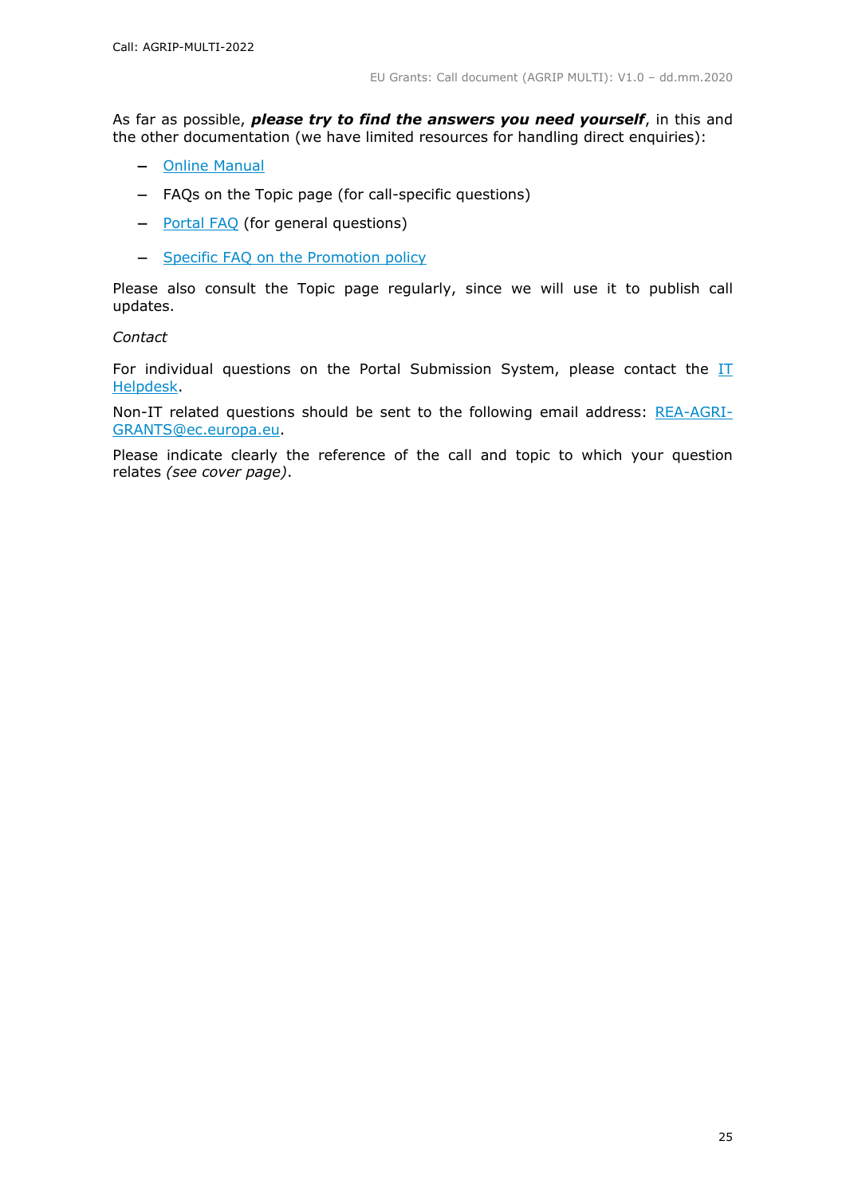As far as possible, ***please try to find the answers you need yourself***, in this and the other documentation (we have limited resources for handling direct enquiries):

- Online Manual
- FAQs on the Topic page (for call-specific questions)
- Portal FAQ (for general questions)
- Specific FAQ on the Promotion policy

Please also consult the Topic page regularly, since we will use it to publish call updates.

*Contact*

For individual questions on the Portal Submission System, please contact the IT Helpdesk.

Non-IT related questions should be sent to the following email address: REA-AGRI-GRANTS@ec.europa.eu.

Please indicate clearly the reference of the call and topic to which your question relates *(see cover page)*.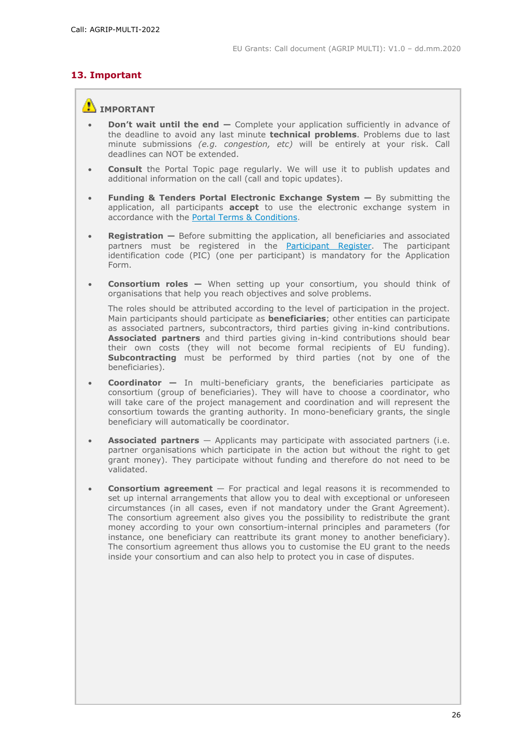## 13. Important

**IMPORTANT**

- **Don't wait until the end —** Complete your application sufficiently in advance of the deadline to avoid any last minute **technical problems**. Problems due to last minute submissions *(e.g. congestion, etc)* will be entirely at your risk. Call deadlines can NOT be extended.

- **Consult** the Portal Topic page regularly. We will use it to publish updates and additional information on the call (call and topic updates).

- **Funding & Tenders Portal Electronic Exchange System —** By submitting the application, all participants **accept** to use the electronic exchange system in accordance with the Portal Terms & Conditions.

- **Registration —** Before submitting the application, all beneficiaries and associated partners must be registered in the Participant Register. The participant identification code (PIC) (one per participant) is mandatory for the Application Form.

- **Consortium roles —** When setting up your consortium, you should think of organisations that help you reach objectives and solve problems.

  The roles should be attributed according to the level of participation in the project. Main participants should participate as **beneficiaries**; other entities can participate as associated partners, subcontractors, third parties giving in-kind contributions. **Associated partners** and third parties giving in-kind contributions should bear their own costs (they will not become formal recipients of EU funding). **Subcontracting** must be performed by third parties (not by one of the beneficiaries).

- **Coordinator —** In multi-beneficiary grants, the beneficiaries participate as consortium (group of beneficiaries). They will have to choose a coordinator, who will take care of the project management and coordination and will represent the consortium towards the granting authority. In mono-beneficiary grants, the single beneficiary will automatically be coordinator.

- **Associated partners** — Applicants may participate with associated partners (i.e. partner organisations which participate in the action but without the right to get grant money). They participate without funding and therefore do not need to be validated.

- **Consortium agreement** — For practical and legal reasons it is recommended to set up internal arrangements that allow you to deal with exceptional or unforeseen circumstances (in all cases, even if not mandatory under the Grant Agreement). The consortium agreement also gives you the possibility to redistribute the grant money according to your own consortium-internal principles and parameters (for instance, one beneficiary can reattribute its grant money to another beneficiary). The consortium agreement thus allows you to customise the EU grant to the needs inside your consortium and can also help to protect you in case of disputes.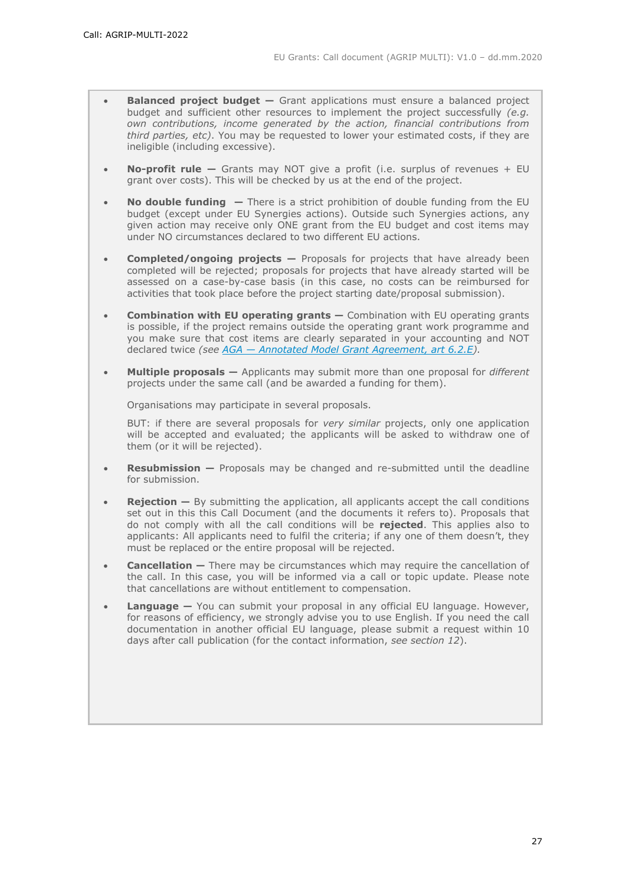- **Balanced project budget —** Grant applications must ensure a balanced project budget and sufficient other resources to implement the project successfully *(e.g. own contributions, income generated by the action, financial contributions from third parties, etc)*. You may be requested to lower your estimated costs, if they are ineligible (including excessive).

- **No-profit rule —** Grants may NOT give a profit (i.e. surplus of revenues + EU grant over costs). This will be checked by us at the end of the project.

- **No double funding —** There is a strict prohibition of double funding from the EU budget (except under EU Synergies actions). Outside such Synergies actions, any given action may receive only ONE grant from the EU budget and cost items may under NO circumstances declared to two different EU actions.

- **Completed/ongoing projects —** Proposals for projects that have already been completed will be rejected; proposals for projects that have already started will be assessed on a case-by-case basis (in this case, no costs can be reimbursed for activities that took place before the project starting date/proposal submission).

- **Combination with EU operating grants —** Combination with EU operating grants is possible, if the project remains outside the operating grant work programme and you make sure that cost items are clearly separated in your accounting and NOT declared twice *(see [AGA — Annotated Model Grant Agreement, art 6.2.E](#))*.

- **Multiple proposals —** Applicants may submit more than one proposal for *different* projects under the same call (and be awarded a funding for them).

  Organisations may participate in several proposals.

  BUT: if there are several proposals for *very similar* projects, only one application will be accepted and evaluated; the applicants will be asked to withdraw one of them (or it will be rejected).

- **Resubmission —** Proposals may be changed and re-submitted until the deadline for submission.

- **Rejection —** By submitting the application, all applicants accept the call conditions set out in this this Call Document (and the documents it refers to). Proposals that do not comply with all the call conditions will be **rejected**. This applies also to applicants: All applicants need to fulfil the criteria; if any one of them doesn't, they must be replaced or the entire proposal will be rejected.

- **Cancellation —** There may be circumstances which may require the cancellation of the call. In this case, you will be informed via a call or topic update. Please note that cancellations are without entitlement to compensation.

- **Language —** You can submit your proposal in any official EU language. However, for reasons of efficiency, we strongly advise you to use English. If you need the call documentation in another official EU language, please submit a request within 10 days after call publication (for the contact information, *see section 12*).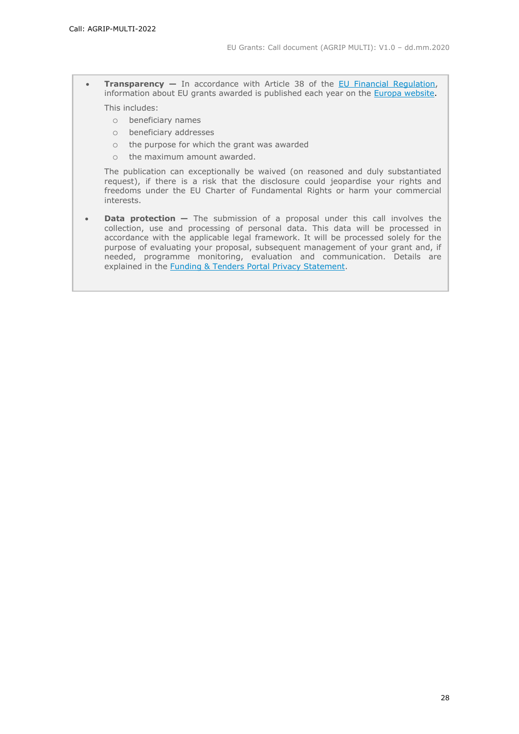- **Transparency —** In accordance with Article 38 of the EU Financial Regulation, information about EU grants awarded is published each year on the Europa website.

  This includes:

  - beneficiary names
  - beneficiary addresses
  - the purpose for which the grant was awarded
  - the maximum amount awarded.

  The publication can exceptionally be waived (on reasoned and duly substantiated request), if there is a risk that the disclosure could jeopardise your rights and freedoms under the EU Charter of Fundamental Rights or harm your commercial interests.

- **Data protection —** The submission of a proposal under this call involves the collection, use and processing of personal data. This data will be processed in accordance with the applicable legal framework. It will be processed solely for the purpose of evaluating your proposal, subsequent management of your grant and, if needed, programme monitoring, evaluation and communication. Details are explained in the Funding & Tenders Portal Privacy Statement.